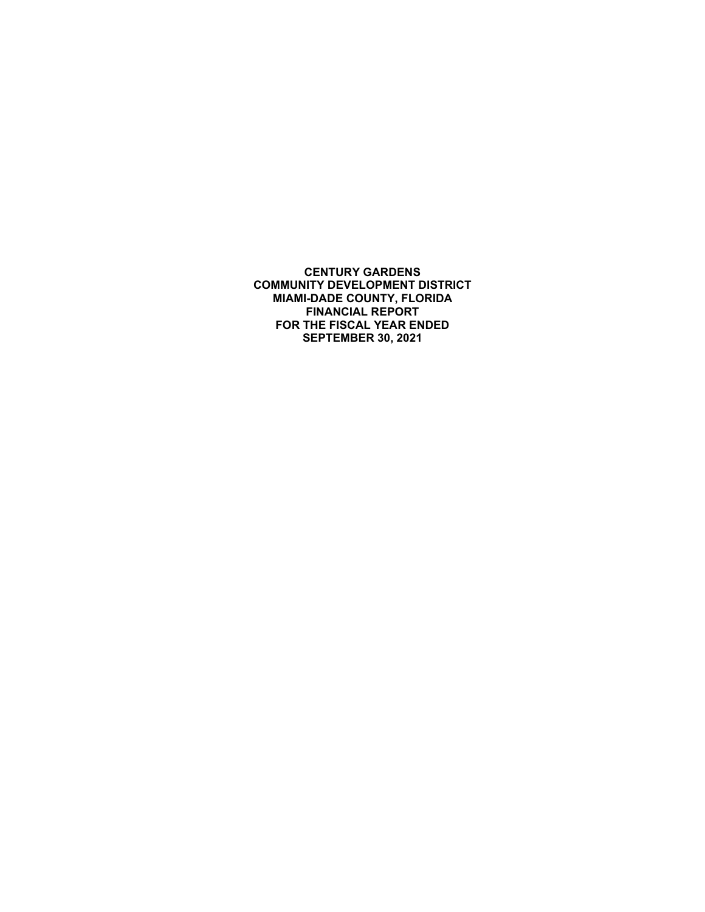**CENTURY GARDENS**
**COMMUNITY DEVELOPMENT DISTRICT**
**MIAMI-DADE COUNTY, FLORIDA**
**FINANCIAL REPORT**
**FOR THE FISCAL YEAR ENDED**
**SEPTEMBER 30, 2021**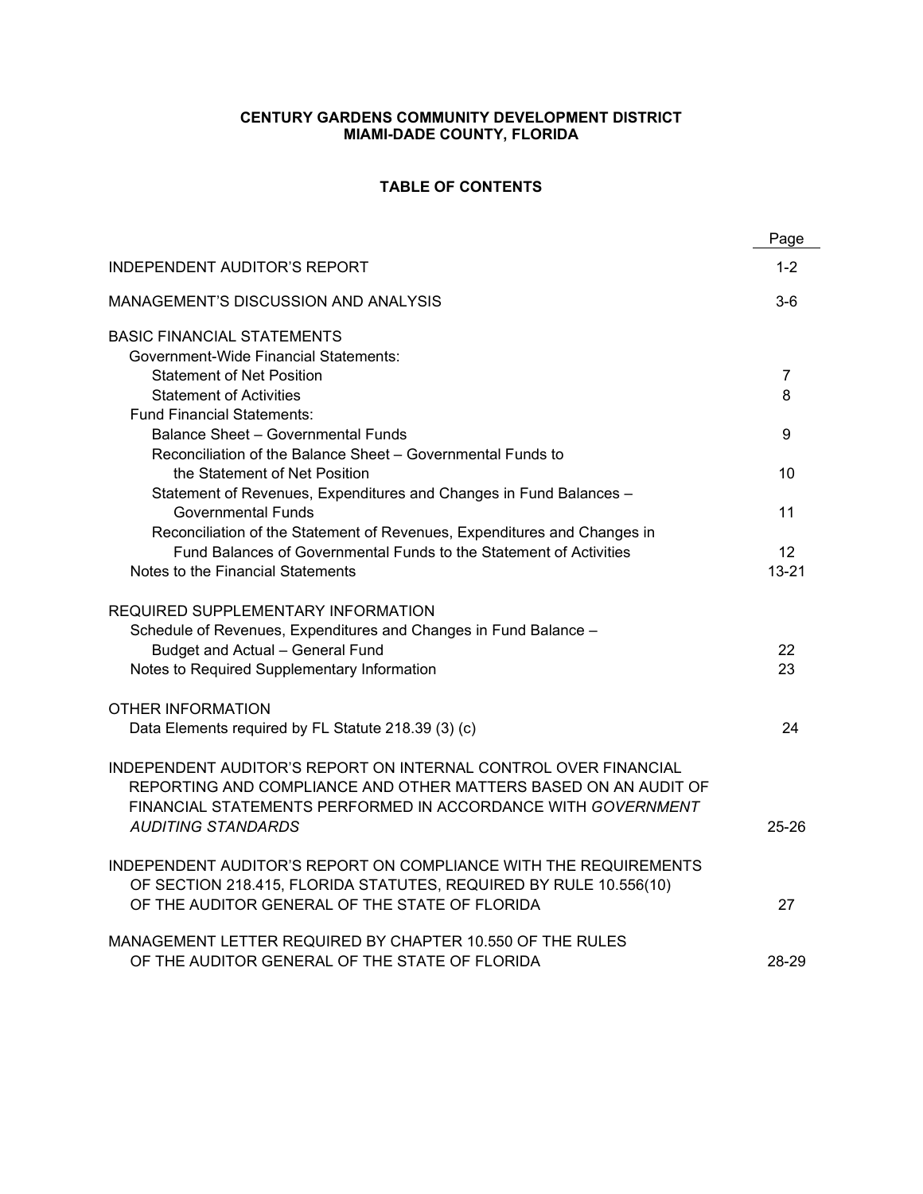**CENTURY GARDENS COMMUNITY DEVELOPMENT DISTRICT**
**MIAMI-DADE COUNTY, FLORIDA**

**TABLE OF CONTENTS**

| | Page |
|---|---|
| INDEPENDENT AUDITOR'S REPORT | 1-2 |
| MANAGEMENT'S DISCUSSION AND ANALYSIS | 3-6 |
| BASIC FINANCIAL STATEMENTS | |
| Government-Wide Financial Statements: | |
| Statement of Net Position | 7 |
| Statement of Activities | 8 |
| Fund Financial Statements: | |
| Balance Sheet – Governmental Funds | 9 |
| Reconciliation of the Balance Sheet – Governmental Funds to the Statement of Net Position | 10 |
| Statement of Revenues, Expenditures and Changes in Fund Balances – Governmental Funds | 11 |
| Reconciliation of the Statement of Revenues, Expenditures and Changes in Fund Balances of Governmental Funds to the Statement of Activities | 12 |
| Notes to the Financial Statements | 13-21 |
| REQUIRED SUPPLEMENTARY INFORMATION | |
| Schedule of Revenues, Expenditures and Changes in Fund Balance – Budget and Actual – General Fund | 22 |
| Notes to Required Supplementary Information | 23 |
| OTHER INFORMATION | |
| Data Elements required by FL Statute 218.39 (3) (c) | 24 |
| INDEPENDENT AUDITOR'S REPORT ON INTERNAL CONTROL OVER FINANCIAL REPORTING AND COMPLIANCE AND OTHER MATTERS BASED ON AN AUDIT OF FINANCIAL STATEMENTS PERFORMED IN ACCORDANCE WITH *GOVERNMENT AUDITING STANDARDS* | 25-26 |
| INDEPENDENT AUDITOR'S REPORT ON COMPLIANCE WITH THE REQUIREMENTS OF SECTION 218.415, FLORIDA STATUTES, REQUIRED BY RULE 10.556(10) OF THE AUDITOR GENERAL OF THE STATE OF FLORIDA | 27 |
| MANAGEMENT LETTER REQUIRED BY CHAPTER 10.550 OF THE RULES OF THE AUDITOR GENERAL OF THE STATE OF FLORIDA | 28-29 |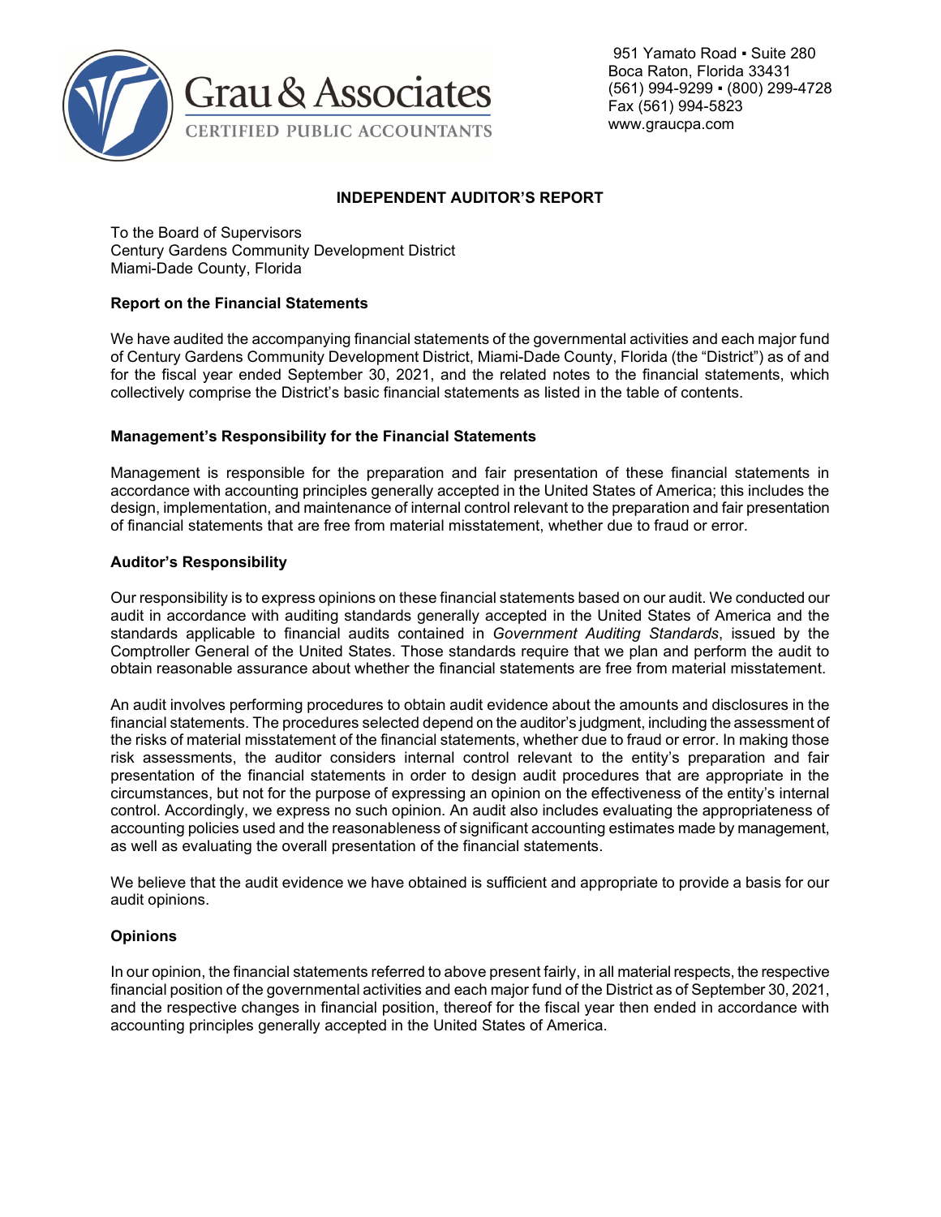Grau & Associates

CERTIFIED PUBLIC ACCOUNTANTS

951 Yamato Road ▪ Suite 280
Boca Raton, Florida 33431
(561) 994-9299 ▪ (800) 299-4728
Fax (561) 994-5823
www.graucpa.com

## INDEPENDENT AUDITOR'S REPORT

To the Board of Supervisors
Century Gardens Community Development District
Miami-Dade County, Florida

### Report on the Financial Statements

We have audited the accompanying financial statements of the governmental activities and each major fund of Century Gardens Community Development District, Miami-Dade County, Florida (the "District") as of and for the fiscal year ended September 30, 2021, and the related notes to the financial statements, which collectively comprise the District's basic financial statements as listed in the table of contents.

### Management's Responsibility for the Financial Statements

Management is responsible for the preparation and fair presentation of these financial statements in accordance with accounting principles generally accepted in the United States of America; this includes the design, implementation, and maintenance of internal control relevant to the preparation and fair presentation of financial statements that are free from material misstatement, whether due to fraud or error.

### Auditor's Responsibility

Our responsibility is to express opinions on these financial statements based on our audit. We conducted our audit in accordance with auditing standards generally accepted in the United States of America and the standards applicable to financial audits contained in *Government Auditing Standards*, issued by the Comptroller General of the United States. Those standards require that we plan and perform the audit to obtain reasonable assurance about whether the financial statements are free from material misstatement.

An audit involves performing procedures to obtain audit evidence about the amounts and disclosures in the financial statements. The procedures selected depend on the auditor's judgment, including the assessment of the risks of material misstatement of the financial statements, whether due to fraud or error. In making those risk assessments, the auditor considers internal control relevant to the entity's preparation and fair presentation of the financial statements in order to design audit procedures that are appropriate in the circumstances, but not for the purpose of expressing an opinion on the effectiveness of the entity's internal control. Accordingly, we express no such opinion. An audit also includes evaluating the appropriateness of accounting policies used and the reasonableness of significant accounting estimates made by management, as well as evaluating the overall presentation of the financial statements.

We believe that the audit evidence we have obtained is sufficient and appropriate to provide a basis for our audit opinions.

### Opinions

In our opinion, the financial statements referred to above present fairly, in all material respects, the respective financial position of the governmental activities and each major fund of the District as of September 30, 2021, and the respective changes in financial position, thereof for the fiscal year then ended in accordance with accounting principles generally accepted in the United States of America.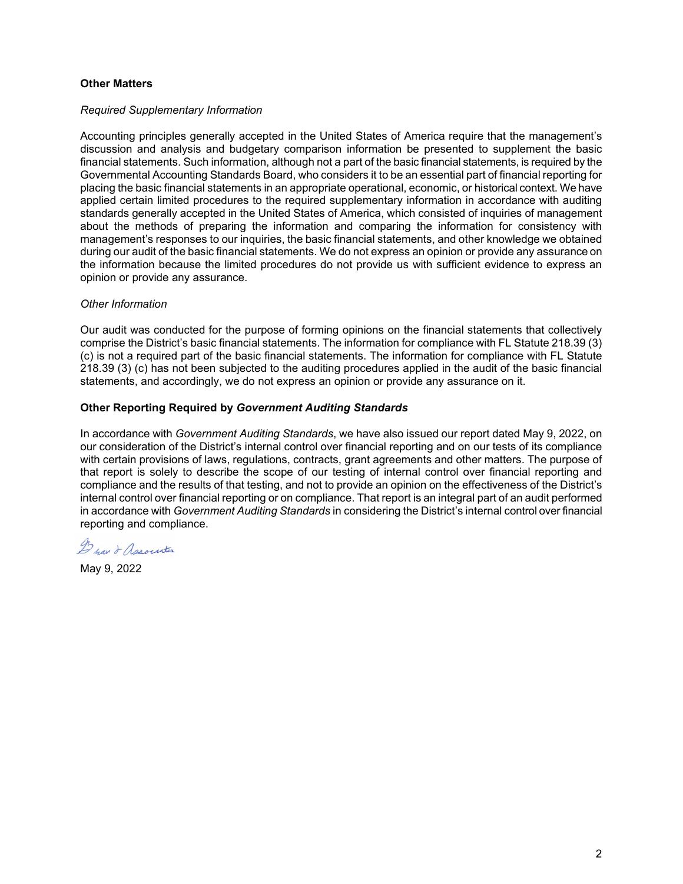**Other Matters**

*Required Supplementary Information*

Accounting principles generally accepted in the United States of America require that the management's discussion and analysis and budgetary comparison information be presented to supplement the basic financial statements. Such information, although not a part of the basic financial statements, is required by the Governmental Accounting Standards Board, who considers it to be an essential part of financial reporting for placing the basic financial statements in an appropriate operational, economic, or historical context. We have applied certain limited procedures to the required supplementary information in accordance with auditing standards generally accepted in the United States of America, which consisted of inquiries of management about the methods of preparing the information and comparing the information for consistency with management's responses to our inquiries, the basic financial statements, and other knowledge we obtained during our audit of the basic financial statements. We do not express an opinion or provide any assurance on the information because the limited procedures do not provide us with sufficient evidence to express an opinion or provide any assurance.

*Other Information*

Our audit was conducted for the purpose of forming opinions on the financial statements that collectively comprise the District's basic financial statements. The information for compliance with FL Statute 218.39 (3) (c) is not a required part of the basic financial statements. The information for compliance with FL Statute 218.39 (3) (c) has not been subjected to the auditing procedures applied in the audit of the basic financial statements, and accordingly, we do not express an opinion or provide any assurance on it.

**Other Reporting Required by *Government Auditing Standards***

In accordance with *Government Auditing Standards*, we have also issued our report dated May 9, 2022, on our consideration of the District's internal control over financial reporting and on our tests of its compliance with certain provisions of laws, regulations, contracts, grant agreements and other matters. The purpose of that report is solely to describe the scope of our testing of internal control over financial reporting and compliance and the results of that testing, and not to provide an opinion on the effectiveness of the District's internal control over financial reporting or on compliance. That report is an integral part of an audit performed in accordance with *Government Auditing Standards* in considering the District's internal control over financial reporting and compliance.

Berger & Associates

May 9, 2022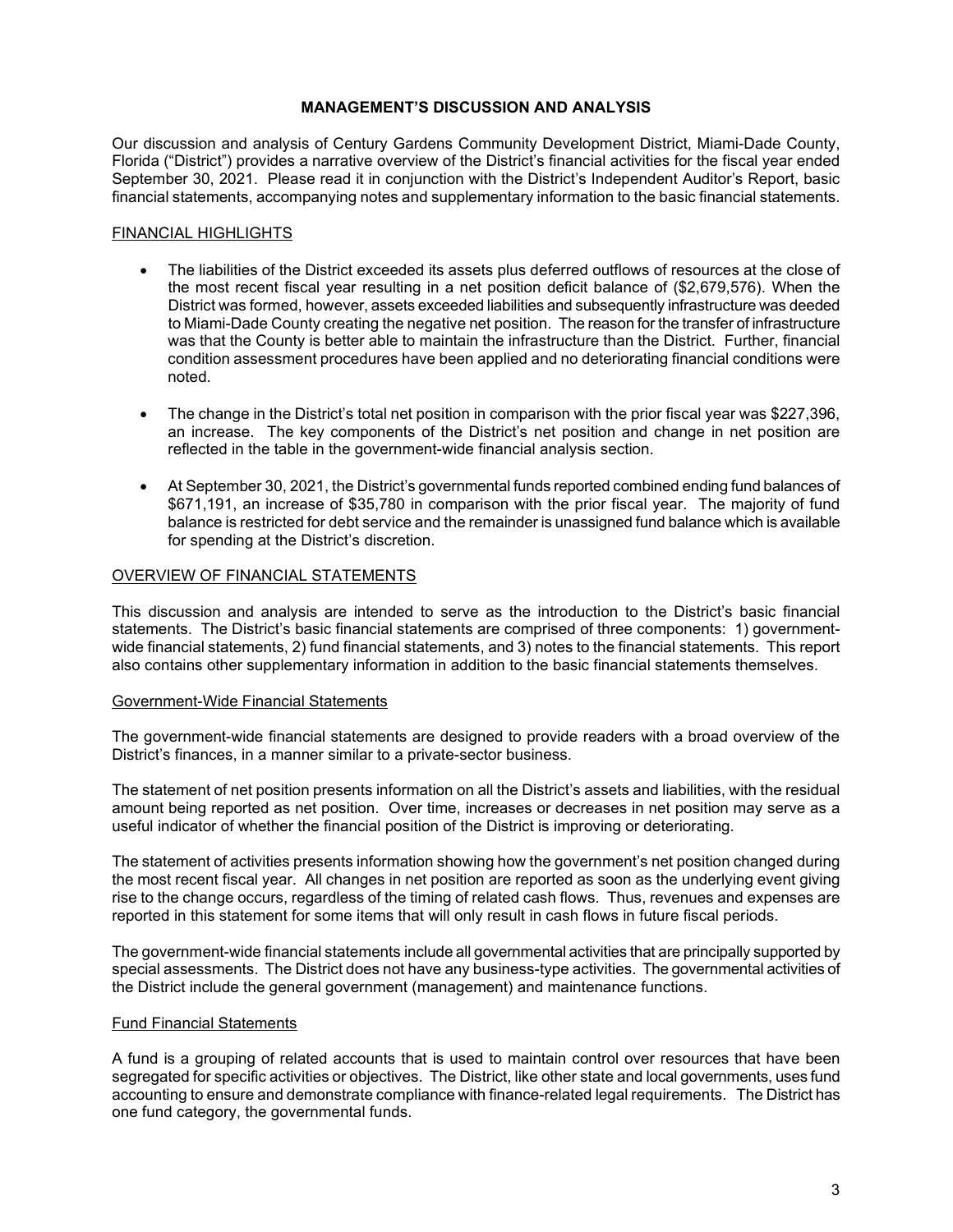# MANAGEMENT'S DISCUSSION AND ANALYSIS

Our discussion and analysis of Century Gardens Community Development District, Miami-Dade County, Florida ("District") provides a narrative overview of the District's financial activities for the fiscal year ended September 30, 2021. Please read it in conjunction with the District's Independent Auditor's Report, basic financial statements, accompanying notes and supplementary information to the basic financial statements.

## FINANCIAL HIGHLIGHTS

- The liabilities of the District exceeded its assets plus deferred outflows of resources at the close of the most recent fiscal year resulting in a net position deficit balance of ($2,679,576). When the District was formed, however, assets exceeded liabilities and subsequently infrastructure was deeded to Miami-Dade County creating the negative net position. The reason for the transfer of infrastructure was that the County is better able to maintain the infrastructure than the District. Further, financial condition assessment procedures have been applied and no deteriorating financial conditions were noted.
- The change in the District's total net position in comparison with the prior fiscal year was $227,396, an increase. The key components of the District's net position and change in net position are reflected in the table in the government-wide financial analysis section.
- At September 30, 2021, the District's governmental funds reported combined ending fund balances of $671,191, an increase of $35,780 in comparison with the prior fiscal year. The majority of fund balance is restricted for debt service and the remainder is unassigned fund balance which is available for spending at the District's discretion.

## OVERVIEW OF FINANCIAL STATEMENTS

This discussion and analysis are intended to serve as the introduction to the District's basic financial statements. The District's basic financial statements are comprised of three components: 1) government-wide financial statements, 2) fund financial statements, and 3) notes to the financial statements. This report also contains other supplementary information in addition to the basic financial statements themselves.

### Government-Wide Financial Statements

The government-wide financial statements are designed to provide readers with a broad overview of the District's finances, in a manner similar to a private-sector business.

The statement of net position presents information on all the District's assets and liabilities, with the residual amount being reported as net position. Over time, increases or decreases in net position may serve as a useful indicator of whether the financial position of the District is improving or deteriorating.

The statement of activities presents information showing how the government's net position changed during the most recent fiscal year. All changes in net position are reported as soon as the underlying event giving rise to the change occurs, regardless of the timing of related cash flows. Thus, revenues and expenses are reported in this statement for some items that will only result in cash flows in future fiscal periods.

The government-wide financial statements include all governmental activities that are principally supported by special assessments. The District does not have any business-type activities. The governmental activities of the District include the general government (management) and maintenance functions.

### Fund Financial Statements

A fund is a grouping of related accounts that is used to maintain control over resources that have been segregated for specific activities or objectives. The District, like other state and local governments, uses fund accounting to ensure and demonstrate compliance with finance-related legal requirements. The District has one fund category, the governmental funds.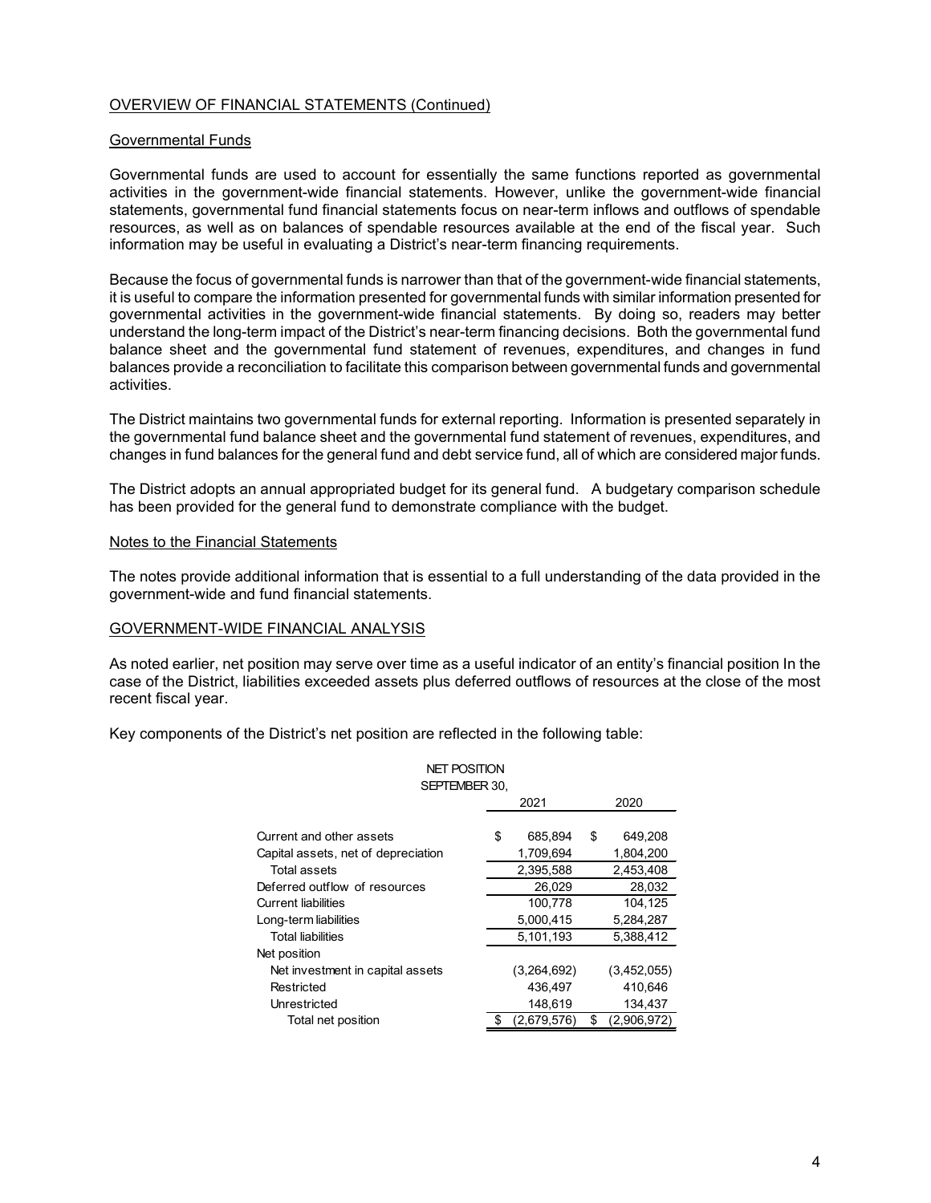## OVERVIEW OF FINANCIAL STATEMENTS (Continued)

### Governmental Funds

Governmental funds are used to account for essentially the same functions reported as governmental activities in the government-wide financial statements. However, unlike the government-wide financial statements, governmental fund financial statements focus on near-term inflows and outflows of spendable resources, as well as on balances of spendable resources available at the end of the fiscal year. Such information may be useful in evaluating a District's near-term financing requirements.

Because the focus of governmental funds is narrower than that of the government-wide financial statements, it is useful to compare the information presented for governmental funds with similar information presented for governmental activities in the government-wide financial statements. By doing so, readers may better understand the long-term impact of the District's near-term financing decisions. Both the governmental fund balance sheet and the governmental fund statement of revenues, expenditures, and changes in fund balances provide a reconciliation to facilitate this comparison between governmental funds and governmental activities.

The District maintains two governmental funds for external reporting. Information is presented separately in the governmental fund balance sheet and the governmental fund statement of revenues, expenditures, and changes in fund balances for the general fund and debt service fund, all of which are considered major funds.

The District adopts an annual appropriated budget for its general fund. A budgetary comparison schedule has been provided for the general fund to demonstrate compliance with the budget.

### Notes to the Financial Statements

The notes provide additional information that is essential to a full understanding of the data provided in the government-wide and fund financial statements.

## GOVERNMENT-WIDE FINANCIAL ANALYSIS

As noted earlier, net position may serve over time as a useful indicator of an entity's financial position In the case of the District, liabilities exceeded assets plus deferred outflows of resources at the close of the most recent fiscal year.

Key components of the District's net position are reflected in the following table:

NET POSITION
SEPTEMBER 30,

| | 2021 | 2020 |
|---|---|---|
| Current and other assets | $ 685,894 | $ 649,208 |
| Capital assets, net of depreciation | 1,709,694 | 1,804,200 |
| Total assets | 2,395,588 | 2,453,408 |
| Deferred outflow of resources | 26,029 | 28,032 |
| Current liabilities | 100,778 | 104,125 |
| Long-term liabilities | 5,000,415 | 5,284,287 |
| Total liabilities | 5,101,193 | 5,388,412 |
| Net position | | |
| Net investment in capital assets | (3,264,692) | (3,452,055) |
| Restricted | 436,497 | 410,646 |
| Unrestricted | 148,619 | 134,437 |
| Total net position | $ (2,679,576) | $ (2,906,972) |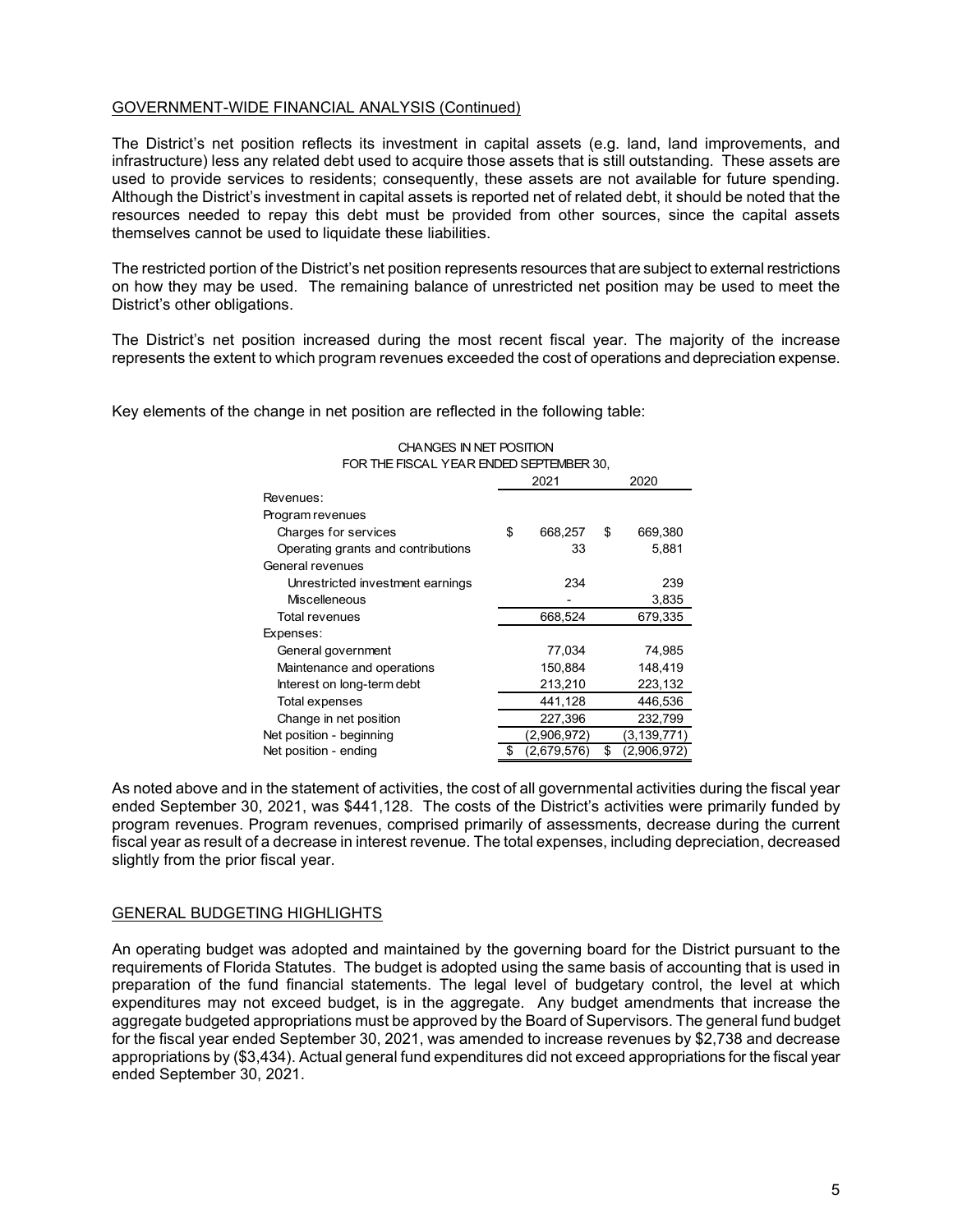## GOVERNMENT-WIDE FINANCIAL ANALYSIS (Continued)

The District's net position reflects its investment in capital assets (e.g. land, land improvements, and infrastructure) less any related debt used to acquire those assets that is still outstanding. These assets are used to provide services to residents; consequently, these assets are not available for future spending. Although the District's investment in capital assets is reported net of related debt, it should be noted that the resources needed to repay this debt must be provided from other sources, since the capital assets themselves cannot be used to liquidate these liabilities.

The restricted portion of the District's net position represents resources that are subject to external restrictions on how they may be used. The remaining balance of unrestricted net position may be used to meet the District's other obligations.

The District's net position increased during the most recent fiscal year. The majority of the increase represents the extent to which program revenues exceeded the cost of operations and depreciation expense.

Key elements of the change in net position are reflected in the following table:

CHANGES IN NET POSITION
FOR THE FISCAL YEAR ENDED SEPTEMBER 30,

| | 2021 | 2020 |
|---|---|---|
| Revenues: | | |
| Program revenues | | |
| Charges for services | $ 668,257 | $ 669,380 |
| Operating grants and contributions | 33 | 5,881 |
| General revenues | | |
| Unrestricted investment earnings | 234 | 239 |
| Miscelleneous | - | 3,835 |
| Total revenues | 668,524 | 679,335 |
| Expenses: | | |
| General government | 77,034 | 74,985 |
| Maintenance and operations | 150,884 | 148,419 |
| Interest on long-term debt | 213,210 | 223,132 |
| Total expenses | 441,128 | 446,536 |
| Change in net position | 227,396 | 232,799 |
| Net position - beginning | (2,906,972) | (3,139,771) |
| Net position - ending | $ (2,679,576) | $ (2,906,972) |

As noted above and in the statement of activities, the cost of all governmental activities during the fiscal year ended September 30, 2021, was $441,128. The costs of the District's activities were primarily funded by program revenues. Program revenues, comprised primarily of assessments, decrease during the current fiscal year as result of a decrease in interest revenue. The total expenses, including depreciation, decreased slightly from the prior fiscal year.

## GENERAL BUDGETING HIGHLIGHTS

An operating budget was adopted and maintained by the governing board for the District pursuant to the requirements of Florida Statutes. The budget is adopted using the same basis of accounting that is used in preparation of the fund financial statements. The legal level of budgetary control, the level at which expenditures may not exceed budget, is in the aggregate. Any budget amendments that increase the aggregate budgeted appropriations must be approved by the Board of Supervisors. The general fund budget for the fiscal year ended September 30, 2021, was amended to increase revenues by $2,738 and decrease appropriations by ($3,434). Actual general fund expenditures did not exceed appropriations for the fiscal year ended September 30, 2021.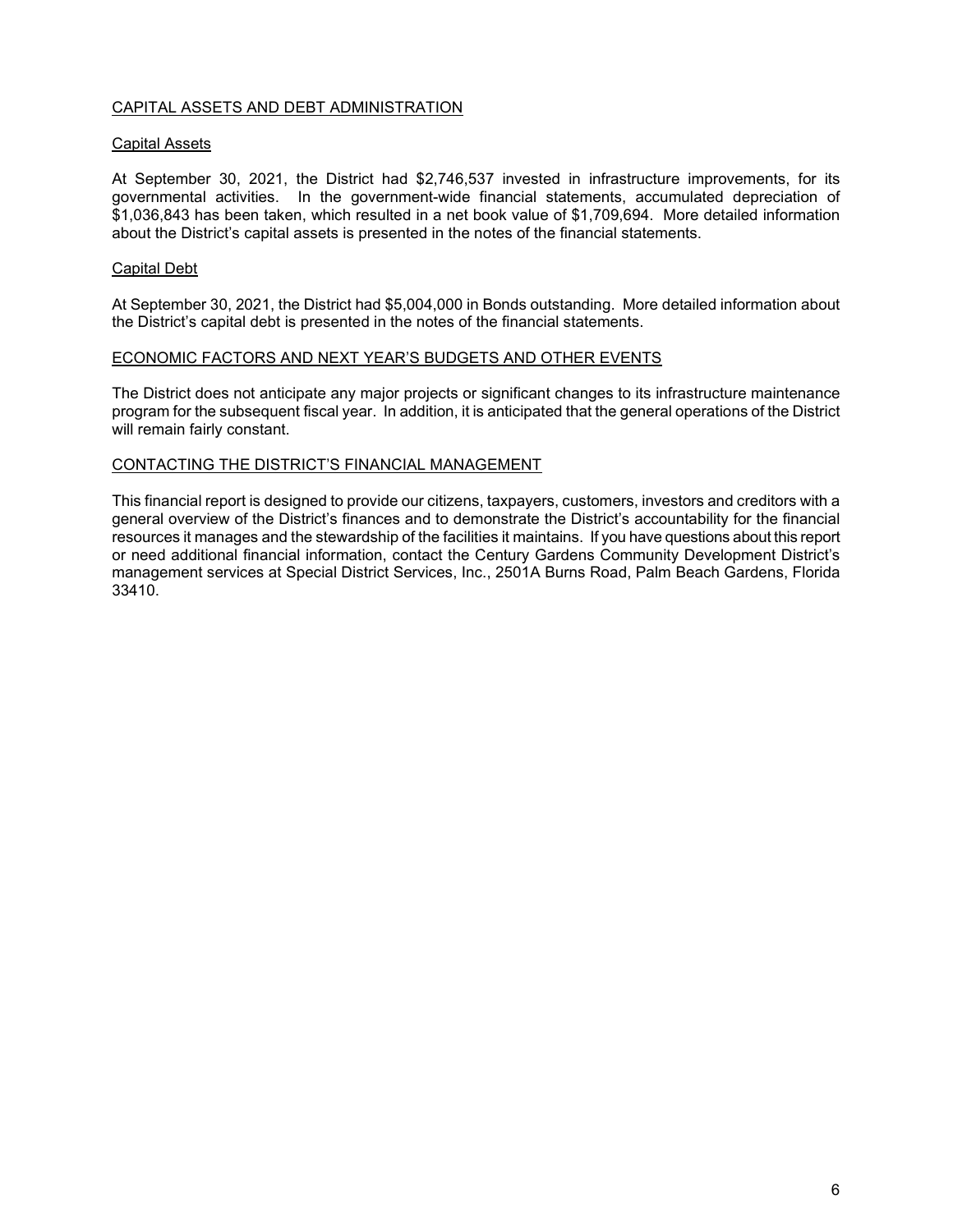## CAPITAL ASSETS AND DEBT ADMINISTRATION

### Capital Assets

At September 30, 2021, the District had $2,746,537 invested in infrastructure improvements, for its governmental activities. In the government-wide financial statements, accumulated depreciation of $1,036,843 has been taken, which resulted in a net book value of $1,709,694. More detailed information about the District's capital assets is presented in the notes of the financial statements.

### Capital Debt

At September 30, 2021, the District had $5,004,000 in Bonds outstanding. More detailed information about the District's capital debt is presented in the notes of the financial statements.

## ECONOMIC FACTORS AND NEXT YEAR'S BUDGETS AND OTHER EVENTS

The District does not anticipate any major projects or significant changes to its infrastructure maintenance program for the subsequent fiscal year. In addition, it is anticipated that the general operations of the District will remain fairly constant.

## CONTACTING THE DISTRICT'S FINANCIAL MANAGEMENT

This financial report is designed to provide our citizens, taxpayers, customers, investors and creditors with a general overview of the District's finances and to demonstrate the District's accountability for the financial resources it manages and the stewardship of the facilities it maintains. If you have questions about this report or need additional financial information, contact the Century Gardens Community Development District's management services at Special District Services, Inc., 2501A Burns Road, Palm Beach Gardens, Florida 33410.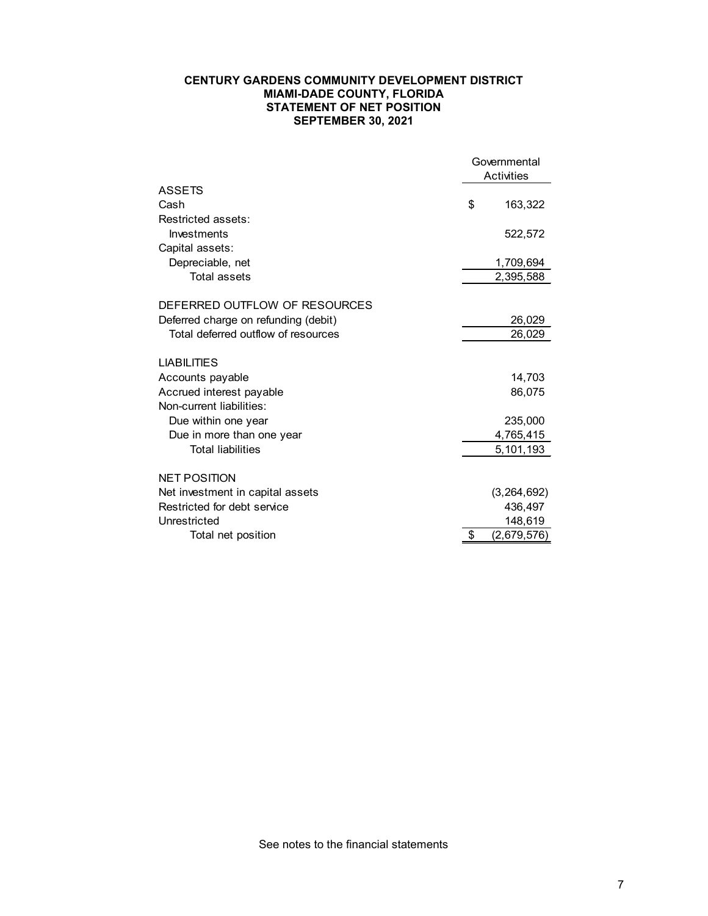# CENTURY GARDENS COMMUNITY DEVELOPMENT DISTRICT
## MIAMI-DADE COUNTY, FLORIDA
## STATEMENT OF NET POSITION
## SEPTEMBER 30, 2021

| | Governmental Activities |
|---|---|
| **ASSETS** | |
| Cash | $ 163,322 |
| Restricted assets: | |
| Investments | 522,572 |
| Capital assets: | |
| Depreciable, net | 1,709,694 |
| Total assets | 2,395,588 |
| | |
| **DEFERRED OUTFLOW OF RESOURCES** | |
| Deferred charge on refunding (debit) | 26,029 |
| Total deferred outflow of resources | 26,029 |
| | |
| **LIABILITIES** | |
| Accounts payable | 14,703 |
| Accrued interest payable | 86,075 |
| Non-current liabilities: | |
| Due within one year | 235,000 |
| Due in more than one year | 4,765,415 |
| Total liabilities | 5,101,193 |
| | |
| **NET POSITION** | |
| Net investment in capital assets | (3,264,692) |
| Restricted for debt service | 436,497 |
| Unrestricted | 148,619 |
| Total net position | $ (2,679,576) |

See notes to the financial statements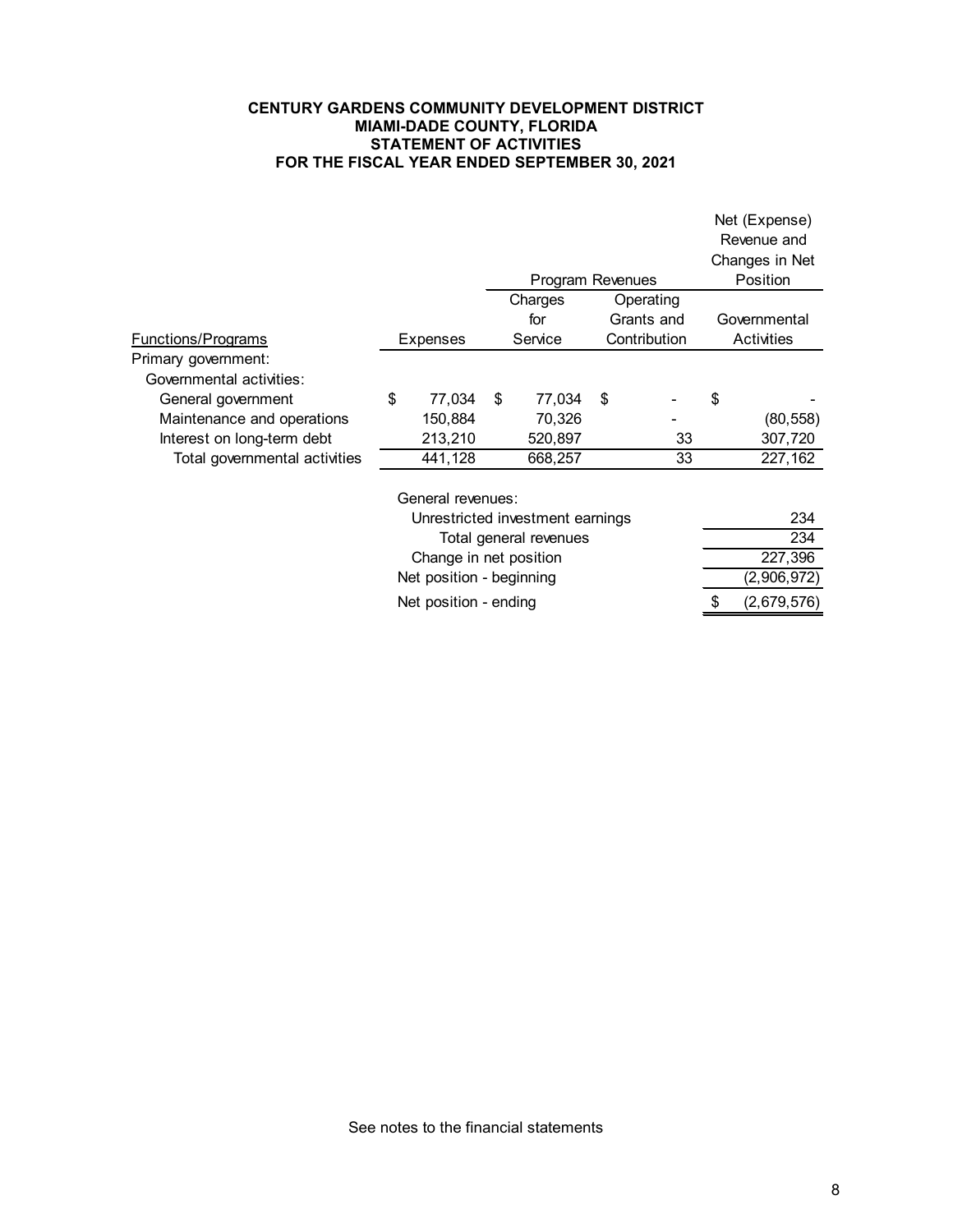**CENTURY GARDENS COMMUNITY DEVELOPMENT DISTRICT**
**MIAMI-DADE COUNTY, FLORIDA**
**STATEMENT OF ACTIVITIES**
**FOR THE FISCAL YEAR ENDED SEPTEMBER 30, 2021**

| | | Program Revenues | | Net (Expense) Revenue and Changes in Net Position |
|---|---|---|---|---|
| Functions/Programs | Expenses | Charges for Service | Operating Grants and Contribution | Governmental Activities |
| Primary government: | | | | |
| Governmental activities: | | | | |
| General government | $ 77,034 | $ 77,034 | $ - | $ - |
| Maintenance and operations | 150,884 | 70,326 | - | (80,558) |
| Interest on long-term debt | 213,210 | 520,897 | 33 | 307,720 |
| Total governmental activities | 441,128 | 668,257 | 33 | 227,162 |
| | General revenues: | | | |
| | Unrestricted investment earnings | | | 234 |
| | Total general revenues | | | 234 |
| | Change in net position | | | 227,396 |
| | Net position - beginning | | | (2,906,972) |
| | Net position - ending | | | $ (2,679,576) |

See notes to the financial statements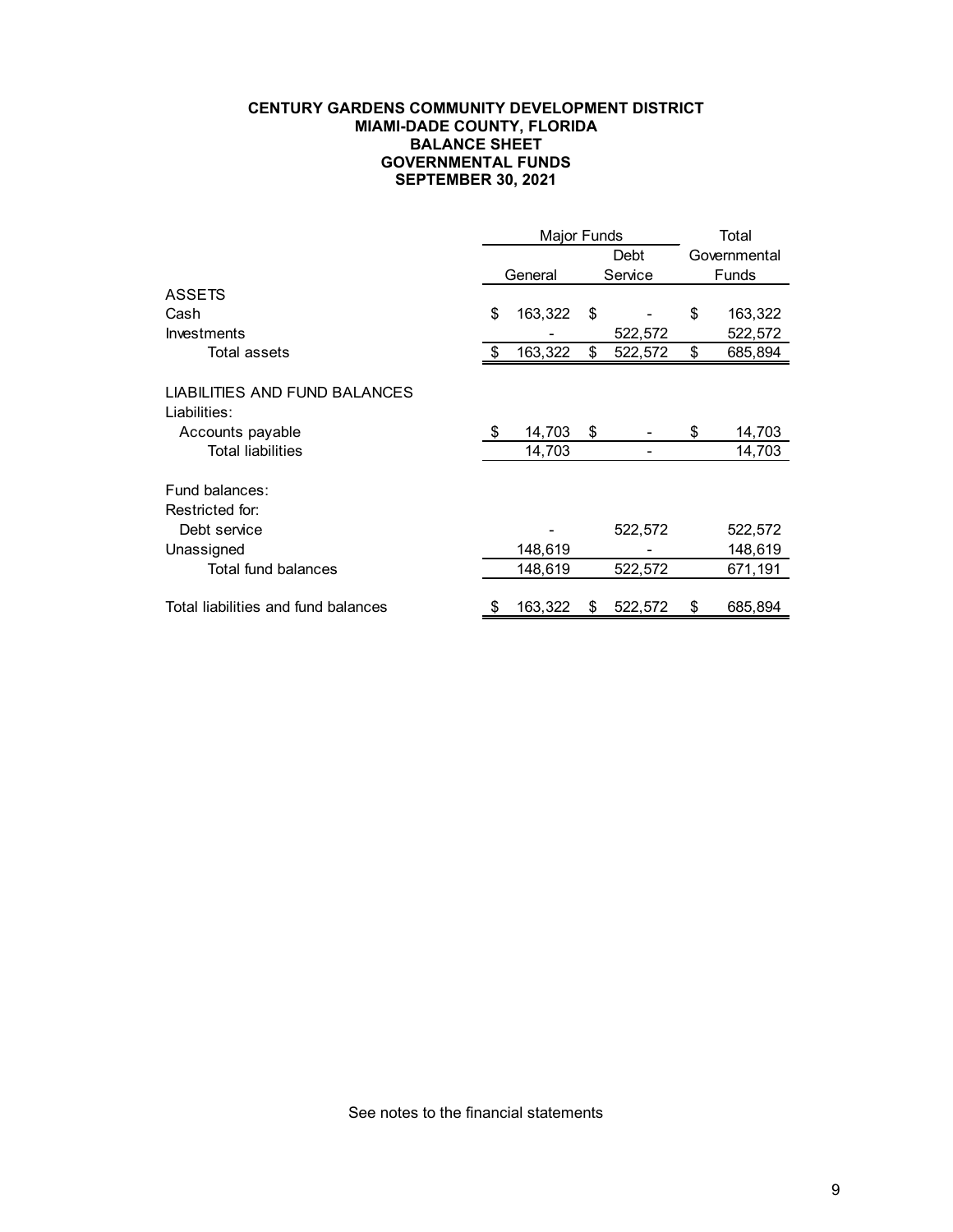**CENTURY GARDENS COMMUNITY DEVELOPMENT DISTRICT**
**MIAMI-DADE COUNTY, FLORIDA**
**BALANCE SHEET**
**GOVERNMENTAL FUNDS**
**SEPTEMBER 30, 2021**

| | Major Funds | | Total |
|---|---|---|---|
| | General | Debt Service | Governmental Funds |
| **ASSETS** | | | |
| Cash | $ 163,322 | $ - | $ 163,322 |
| Investments | - | 522,572 | 522,572 |
| Total assets | $ 163,322 | $ 522,572 | $ 685,894 |
| | | | |
| **LIABILITIES AND FUND BALANCES** | | | |
| Liabilities: | | | |
| Accounts payable | $ 14,703 | $ - | $ 14,703 |
| Total liabilities | 14,703 | - | 14,703 |
| | | | |
| Fund balances: | | | |
| Restricted for: | | | |
| Debt service | - | 522,572 | 522,572 |
| Unassigned | 148,619 | - | 148,619 |
| Total fund balances | 148,619 | 522,572 | 671,191 |
| | | | |
| Total liabilities and fund balances | $ 163,322 | $ 522,572 | $ 685,894 |

See notes to the financial statements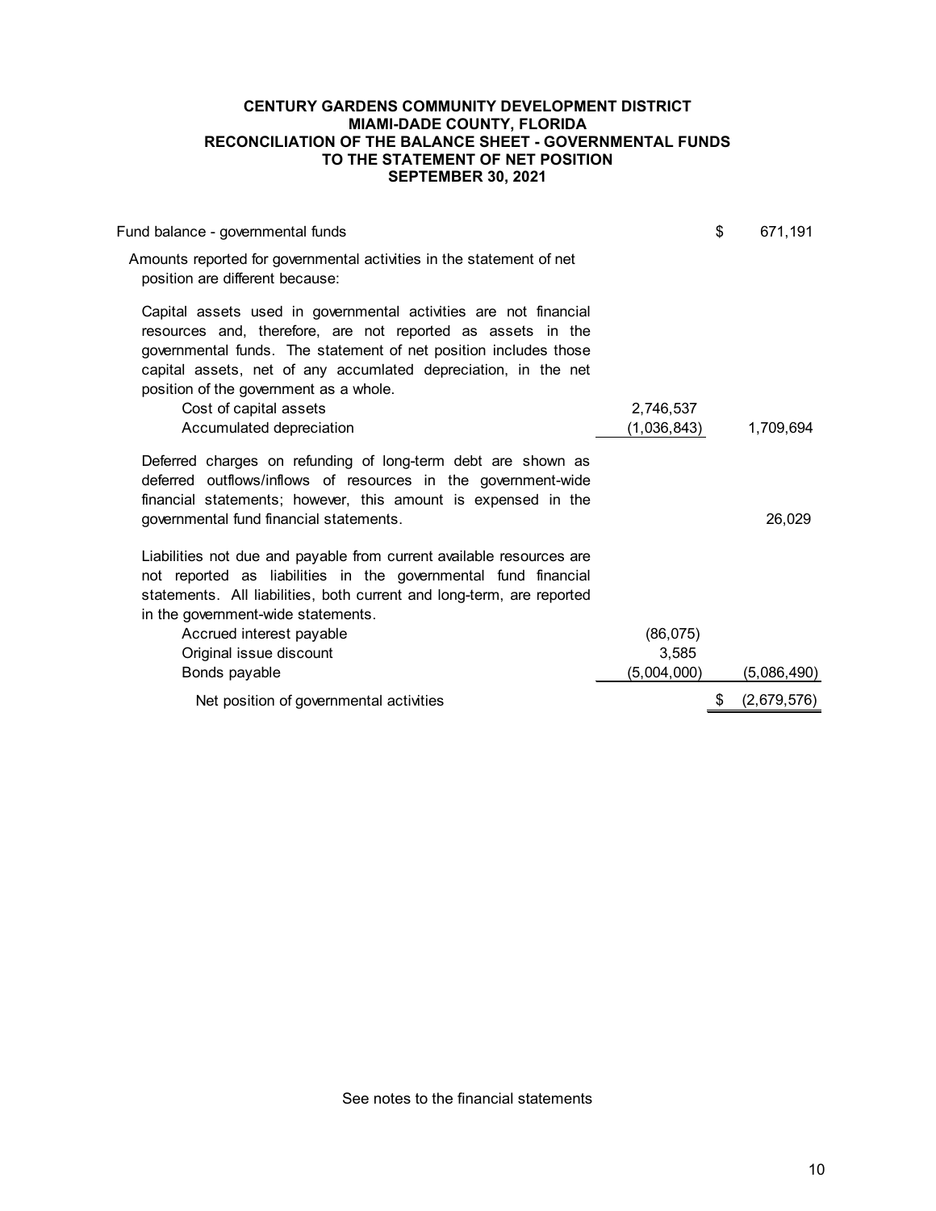# CENTURY GARDENS COMMUNITY DEVELOPMENT DISTRICT
## MIAMI-DADE COUNTY, FLORIDA
## RECONCILIATION OF THE BALANCE SHEET - GOVERNMENTAL FUNDS TO THE STATEMENT OF NET POSITION
## SEPTEMBER 30, 2021

| | | |
|---|---|---|
| Fund balance - governmental funds | | $ 671,191 |
| Amounts reported for governmental activities in the statement of net position are different because: | | |
| Capital assets used in governmental activities are not financial resources and, therefore, are not reported as assets in the governmental funds. The statement of net position includes those capital assets, net of any accumlated depreciation, in the net position of the government as a whole. | | |
| Cost of capital assets | 2,746,537 | |
| Accumulated depreciation | (1,036,843) | 1,709,694 |
| Deferred charges on refunding of long-term debt are shown as deferred outflows/inflows of resources in the government-wide financial statements; however, this amount is expensed in the governmental fund financial statements. | | 26,029 |
| Liabilities not due and payable from current available resources are not reported as liabilities in the governmental fund financial statements. All liabilities, both current and long-term, are reported in the government-wide statements. | | |
| Accrued interest payable | (86,075) | |
| Original issue discount | 3,585 | |
| Bonds payable | (5,004,000) | (5,086,490) |
| Net position of governmental activities | | $ (2,679,576) |

See notes to the financial statements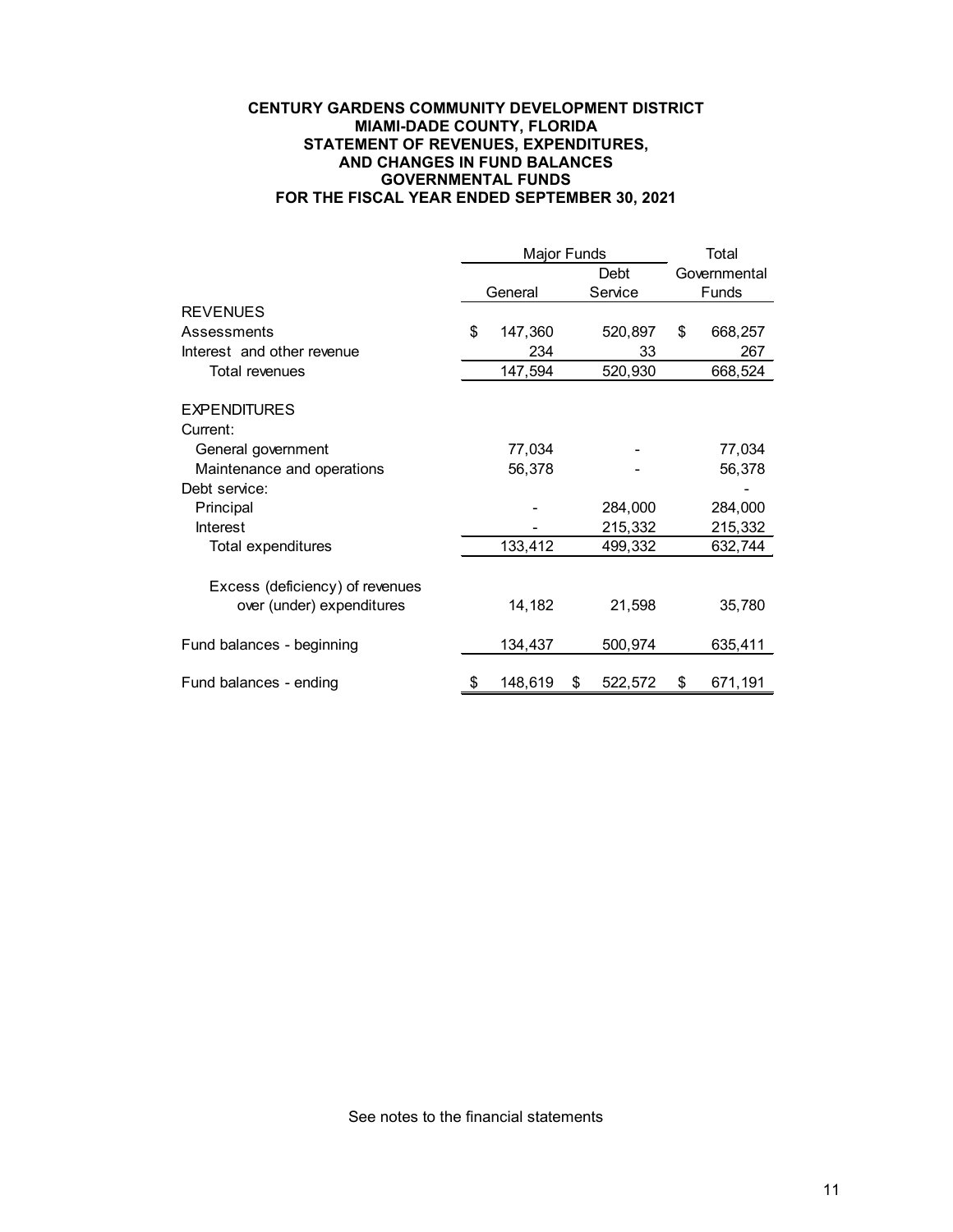**CENTURY GARDENS COMMUNITY DEVELOPMENT DISTRICT**
**MIAMI-DADE COUNTY, FLORIDA**
**STATEMENT OF REVENUES, EXPENDITURES,**
**AND CHANGES IN FUND BALANCES**
**GOVERNMENTAL FUNDS**
**FOR THE FISCAL YEAR ENDED SEPTEMBER 30, 2021**

| | Major Funds | | Total |
|---|---|---|---|
| | General | Debt Service | Governmental Funds |
| **REVENUES** | | | |
| Assessments | $ 147,360 | 520,897 | $ 668,257 |
| Interest and other revenue | 234 | 33 | 267 |
| Total revenues | 147,594 | 520,930 | 668,524 |
| **EXPENDITURES** | | | |
| Current: | | | |
| General government | 77,034 | - | 77,034 |
| Maintenance and operations | 56,378 | - | 56,378 |
| Debt service: | | | - |
| Principal | - | 284,000 | 284,000 |
| Interest | - | 215,332 | 215,332 |
| Total expenditures | 133,412 | 499,332 | 632,744 |
| Excess (deficiency) of revenues over (under) expenditures | 14,182 | 21,598 | 35,780 |
| Fund balances - beginning | 134,437 | 500,974 | 635,411 |
| Fund balances - ending | $ 148,619 | $ 522,572 | $ 671,191 |

See notes to the financial statements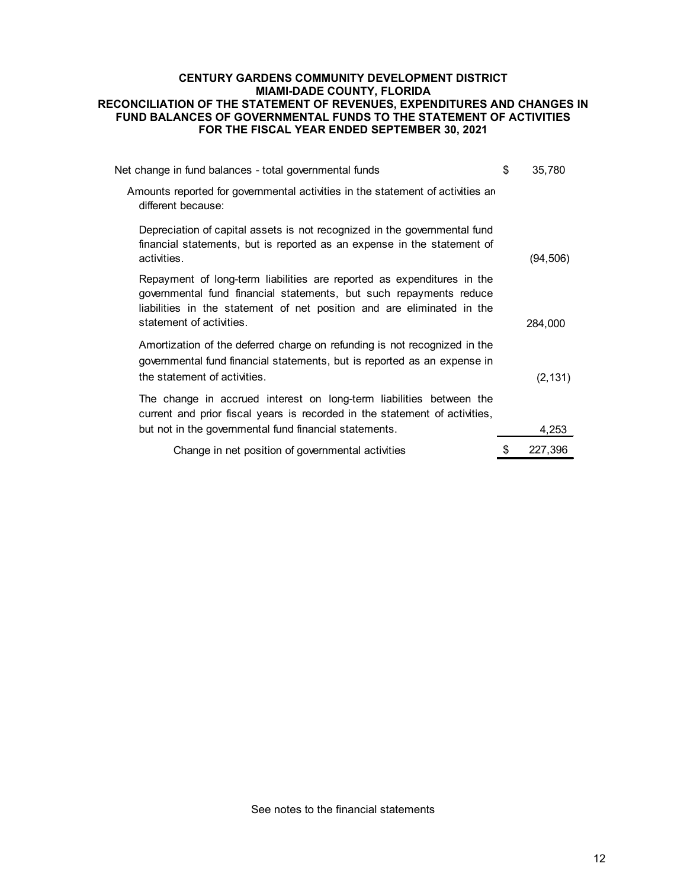**CENTURY GARDENS COMMUNITY DEVELOPMENT DISTRICT**
**MIAMI-DADE COUNTY, FLORIDA**
**RECONCILIATION OF THE STATEMENT OF REVENUES, EXPENDITURES AND CHANGES IN FUND BALANCES OF GOVERNMENTAL FUNDS TO THE STATEMENT OF ACTIVITIES**
**FOR THE FISCAL YEAR ENDED SEPTEMBER 30, 2021**

| | |
|---|---|
| Net change in fund balances - total governmental funds | $ 35,780 |
| Amounts reported for governmental activities in the statement of activities are different because: | |
| Depreciation of capital assets is not recognized in the governmental fund financial statements, but is reported as an expense in the statement of activities. | (94,506) |
| Repayment of long-term liabilities are reported as expenditures in the governmental fund financial statements, but such repayments reduce liabilities in the statement of net position and are eliminated in the statement of activities. | 284,000 |
| Amortization of the deferred charge on refunding is not recognized in the governmental fund financial statements, but is reported as an expense in the statement of activities. | (2,131) |
| The change in accrued interest on long-term liabilities between the current and prior fiscal years is recorded in the statement of activities, but not in the governmental fund financial statements. | 4,253 |
| Change in net position of governmental activities | $ 227,396 |

See notes to the financial statements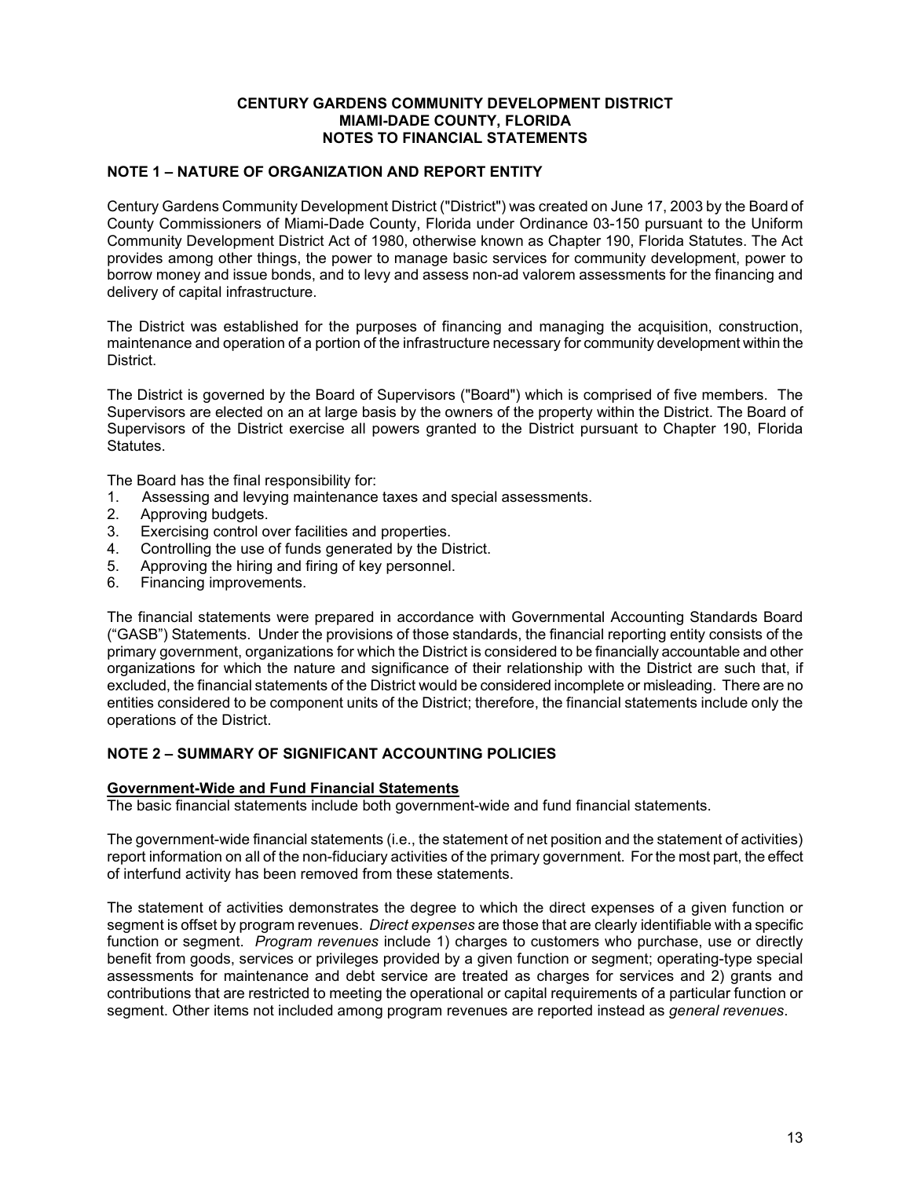**CENTURY GARDENS COMMUNITY DEVELOPMENT DISTRICT**
**MIAMI-DADE COUNTY, FLORIDA**
**NOTES TO FINANCIAL STATEMENTS**

## NOTE 1 – NATURE OF ORGANIZATION AND REPORT ENTITY

Century Gardens Community Development District ("District") was created on June 17, 2003 by the Board of County Commissioners of Miami-Dade County, Florida under Ordinance 03-150 pursuant to the Uniform Community Development District Act of 1980, otherwise known as Chapter 190, Florida Statutes. The Act provides among other things, the power to manage basic services for community development, power to borrow money and issue bonds, and to levy and assess non-ad valorem assessments for the financing and delivery of capital infrastructure.

The District was established for the purposes of financing and managing the acquisition, construction, maintenance and operation of a portion of the infrastructure necessary for community development within the District.

The District is governed by the Board of Supervisors ("Board") which is comprised of five members. The Supervisors are elected on an at large basis by the owners of the property within the District. The Board of Supervisors of the District exercise all powers granted to the District pursuant to Chapter 190, Florida Statutes.

The Board has the final responsibility for:

1. Assessing and levying maintenance taxes and special assessments.
2. Approving budgets.
3. Exercising control over facilities and properties.
4. Controlling the use of funds generated by the District.
5. Approving the hiring and firing of key personnel.
6. Financing improvements.

The financial statements were prepared in accordance with Governmental Accounting Standards Board ("GASB") Statements. Under the provisions of those standards, the financial reporting entity consists of the primary government, organizations for which the District is considered to be financially accountable and other organizations for which the nature and significance of their relationship with the District are such that, if excluded, the financial statements of the District would be considered incomplete or misleading. There are no entities considered to be component units of the District; therefore, the financial statements include only the operations of the District.

## NOTE 2 – SUMMARY OF SIGNIFICANT ACCOUNTING POLICIES

### Government-Wide and Fund Financial Statements

The basic financial statements include both government-wide and fund financial statements.

The government-wide financial statements (i.e., the statement of net position and the statement of activities) report information on all of the non-fiduciary activities of the primary government. For the most part, the effect of interfund activity has been removed from these statements.

The statement of activities demonstrates the degree to which the direct expenses of a given function or segment is offset by program revenues. *Direct expenses* are those that are clearly identifiable with a specific function or segment. *Program revenues* include 1) charges to customers who purchase, use or directly benefit from goods, services or privileges provided by a given function or segment; operating-type special assessments for maintenance and debt service are treated as charges for services and 2) grants and contributions that are restricted to meeting the operational or capital requirements of a particular function or segment. Other items not included among program revenues are reported instead as *general revenues*.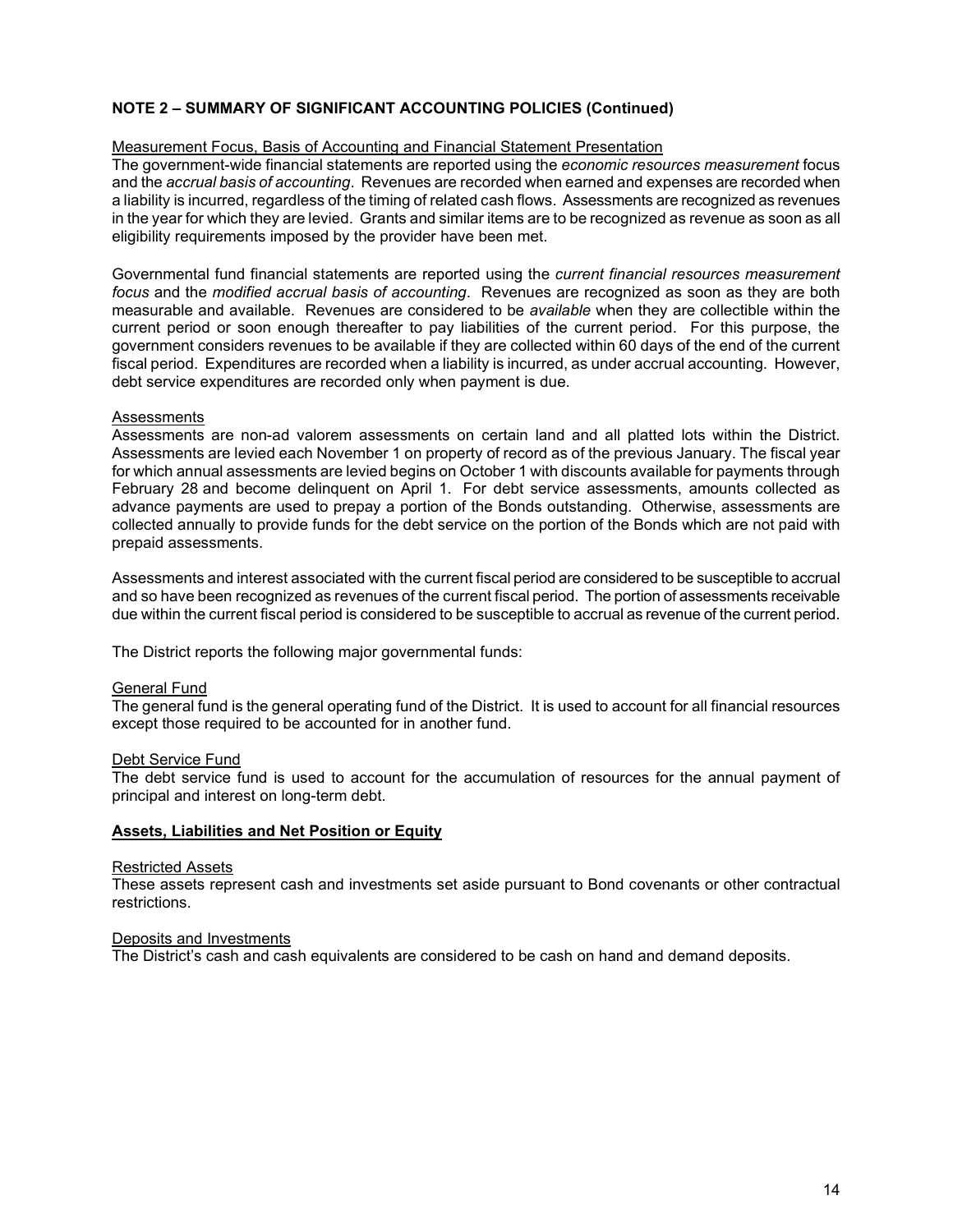**NOTE 2 – SUMMARY OF SIGNIFICANT ACCOUNTING POLICIES (Continued)**

Measurement Focus, Basis of Accounting and Financial Statement Presentation

The government-wide financial statements are reported using the *economic resources measurement* focus and the *accrual basis of accounting*. Revenues are recorded when earned and expenses are recorded when a liability is incurred, regardless of the timing of related cash flows. Assessments are recognized as revenues in the year for which they are levied. Grants and similar items are to be recognized as revenue as soon as all eligibility requirements imposed by the provider have been met.

Governmental fund financial statements are reported using the *current financial resources measurement focus* and the *modified accrual basis of accounting*. Revenues are recognized as soon as they are both measurable and available. Revenues are considered to be *available* when they are collectible within the current period or soon enough thereafter to pay liabilities of the current period. For this purpose, the government considers revenues to be available if they are collected within 60 days of the end of the current fiscal period. Expenditures are recorded when a liability is incurred, as under accrual accounting. However, debt service expenditures are recorded only when payment is due.

Assessments

Assessments are non-ad valorem assessments on certain land and all platted lots within the District. Assessments are levied each November 1 on property of record as of the previous January. The fiscal year for which annual assessments are levied begins on October 1 with discounts available for payments through February 28 and become delinquent on April 1. For debt service assessments, amounts collected as advance payments are used to prepay a portion of the Bonds outstanding. Otherwise, assessments are collected annually to provide funds for the debt service on the portion of the Bonds which are not paid with prepaid assessments.

Assessments and interest associated with the current fiscal period are considered to be susceptible to accrual and so have been recognized as revenues of the current fiscal period. The portion of assessments receivable due within the current fiscal period is considered to be susceptible to accrual as revenue of the current period.

The District reports the following major governmental funds:

General Fund

The general fund is the general operating fund of the District. It is used to account for all financial resources except those required to be accounted for in another fund.

Debt Service Fund

The debt service fund is used to account for the accumulation of resources for the annual payment of principal and interest on long-term debt.

**Assets, Liabilities and Net Position or Equity**

Restricted Assets

These assets represent cash and investments set aside pursuant to Bond covenants or other contractual restrictions.

Deposits and Investments

The District's cash and cash equivalents are considered to be cash on hand and demand deposits.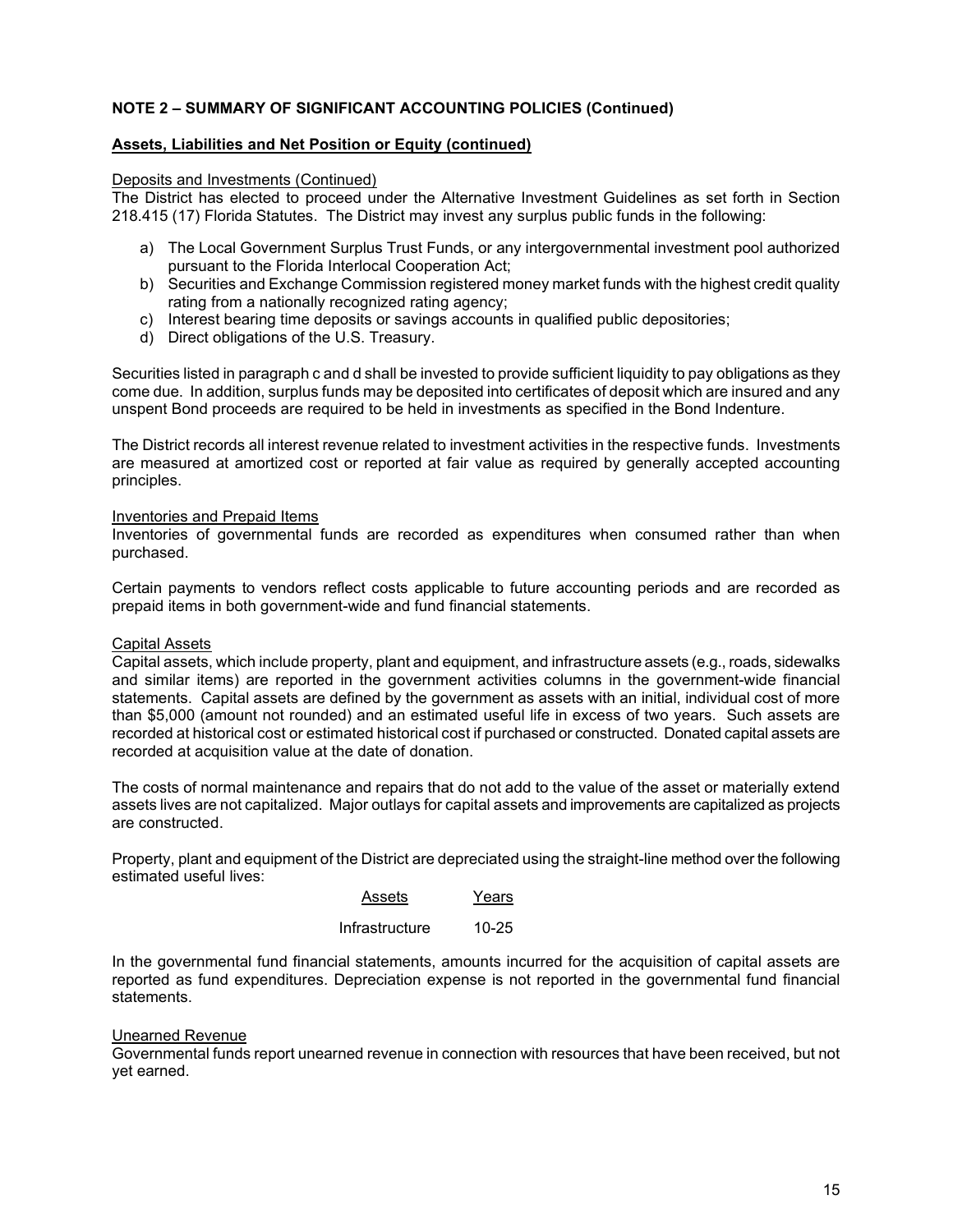**NOTE 2 – SUMMARY OF SIGNIFICANT ACCOUNTING POLICIES (Continued)**

**Assets, Liabilities and Net Position or Equity (continued)**

Deposits and Investments (Continued)

The District has elected to proceed under the Alternative Investment Guidelines as set forth in Section 218.415 (17) Florida Statutes. The District may invest any surplus public funds in the following:

a) The Local Government Surplus Trust Funds, or any intergovernmental investment pool authorized pursuant to the Florida Interlocal Cooperation Act;
b) Securities and Exchange Commission registered money market funds with the highest credit quality rating from a nationally recognized rating agency;
c) Interest bearing time deposits or savings accounts in qualified public depositories;
d) Direct obligations of the U.S. Treasury.

Securities listed in paragraph c and d shall be invested to provide sufficient liquidity to pay obligations as they come due. In addition, surplus funds may be deposited into certificates of deposit which are insured and any unspent Bond proceeds are required to be held in investments as specified in the Bond Indenture.

The District records all interest revenue related to investment activities in the respective funds. Investments are measured at amortized cost or reported at fair value as required by generally accepted accounting principles.

Inventories and Prepaid Items

Inventories of governmental funds are recorded as expenditures when consumed rather than when purchased.

Certain payments to vendors reflect costs applicable to future accounting periods and are recorded as prepaid items in both government-wide and fund financial statements.

Capital Assets

Capital assets, which include property, plant and equipment, and infrastructure assets (e.g., roads, sidewalks and similar items) are reported in the government activities columns in the government-wide financial statements. Capital assets are defined by the government as assets with an initial, individual cost of more than $5,000 (amount not rounded) and an estimated useful life in excess of two years. Such assets are recorded at historical cost or estimated historical cost if purchased or constructed. Donated capital assets are recorded at acquisition value at the date of donation.

The costs of normal maintenance and repairs that do not add to the value of the asset or materially extend assets lives are not capitalized. Major outlays for capital assets and improvements are capitalized as projects are constructed.

Property, plant and equipment of the District are depreciated using the straight-line method over the following estimated useful lives:

| Assets | Years |
|---|---|
| Infrastructure | 10-25 |

In the governmental fund financial statements, amounts incurred for the acquisition of capital assets are reported as fund expenditures. Depreciation expense is not reported in the governmental fund financial statements.

Unearned Revenue

Governmental funds report unearned revenue in connection with resources that have been received, but not yet earned.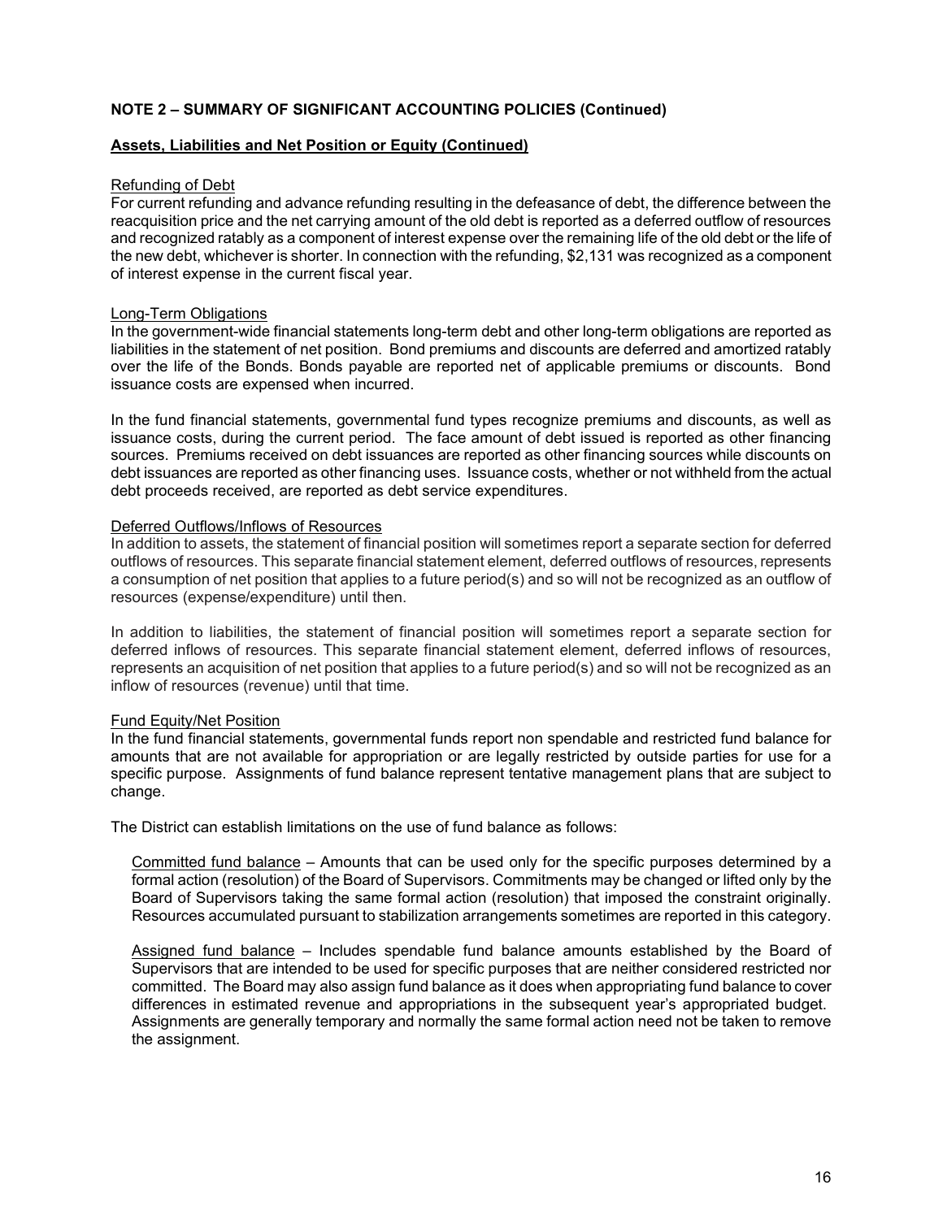**NOTE 2 – SUMMARY OF SIGNIFICANT ACCOUNTING POLICIES (Continued)**

**Assets, Liabilities and Net Position or Equity (Continued)**

Refunding of Debt

For current refunding and advance refunding resulting in the defeasance of debt, the difference between the reacquisition price and the net carrying amount of the old debt is reported as a deferred outflow of resources and recognized ratably as a component of interest expense over the remaining life of the old debt or the life of the new debt, whichever is shorter. In connection with the refunding, $2,131 was recognized as a component of interest expense in the current fiscal year.

Long-Term Obligations

In the government-wide financial statements long-term debt and other long-term obligations are reported as liabilities in the statement of net position. Bond premiums and discounts are deferred and amortized ratably over the life of the Bonds. Bonds payable are reported net of applicable premiums or discounts. Bond issuance costs are expensed when incurred.

In the fund financial statements, governmental fund types recognize premiums and discounts, as well as issuance costs, during the current period. The face amount of debt issued is reported as other financing sources. Premiums received on debt issuances are reported as other financing sources while discounts on debt issuances are reported as other financing uses. Issuance costs, whether or not withheld from the actual debt proceeds received, are reported as debt service expenditures.

Deferred Outflows/Inflows of Resources

In addition to assets, the statement of financial position will sometimes report a separate section for deferred outflows of resources. This separate financial statement element, deferred outflows of resources, represents a consumption of net position that applies to a future period(s) and so will not be recognized as an outflow of resources (expense/expenditure) until then.

In addition to liabilities, the statement of financial position will sometimes report a separate section for deferred inflows of resources. This separate financial statement element, deferred inflows of resources, represents an acquisition of net position that applies to a future period(s) and so will not be recognized as an inflow of resources (revenue) until that time.

Fund Equity/Net Position

In the fund financial statements, governmental funds report non spendable and restricted fund balance for amounts that are not available for appropriation or are legally restricted by outside parties for use for a specific purpose. Assignments of fund balance represent tentative management plans that are subject to change.

The District can establish limitations on the use of fund balance as follows:

Committed fund balance – Amounts that can be used only for the specific purposes determined by a formal action (resolution) of the Board of Supervisors. Commitments may be changed or lifted only by the Board of Supervisors taking the same formal action (resolution) that imposed the constraint originally. Resources accumulated pursuant to stabilization arrangements sometimes are reported in this category.

Assigned fund balance – Includes spendable fund balance amounts established by the Board of Supervisors that are intended to be used for specific purposes that are neither considered restricted nor committed. The Board may also assign fund balance as it does when appropriating fund balance to cover differences in estimated revenue and appropriations in the subsequent year's appropriated budget. Assignments are generally temporary and normally the same formal action need not be taken to remove the assignment.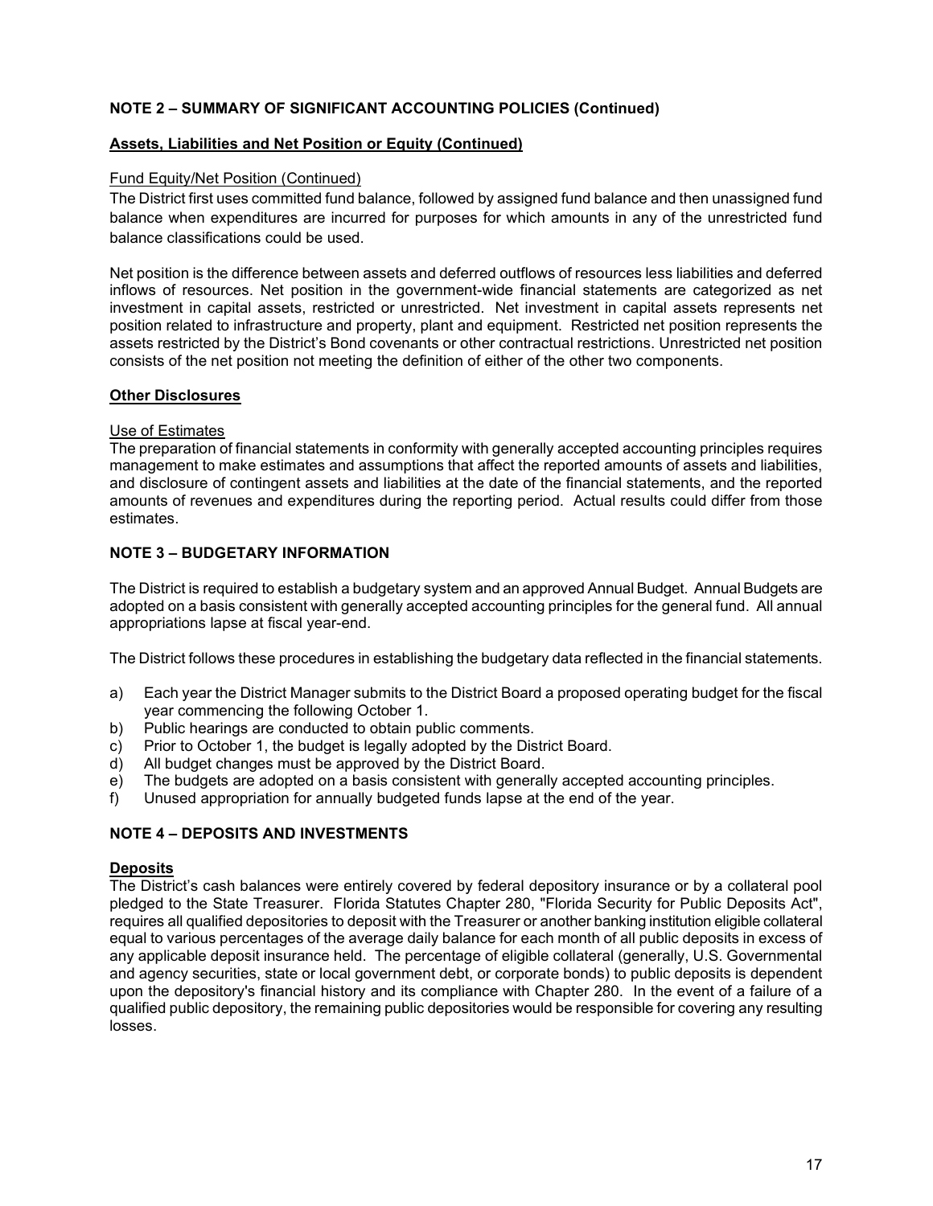## NOTE 2 – SUMMARY OF SIGNIFICANT ACCOUNTING POLICIES (Continued)

### Assets, Liabilities and Net Position or Equity (Continued)

Fund Equity/Net Position (Continued)

The District first uses committed fund balance, followed by assigned fund balance and then unassigned fund balance when expenditures are incurred for purposes for which amounts in any of the unrestricted fund balance classifications could be used.

Net position is the difference between assets and deferred outflows of resources less liabilities and deferred inflows of resources. Net position in the government-wide financial statements are categorized as net investment in capital assets, restricted or unrestricted. Net investment in capital assets represents net position related to infrastructure and property, plant and equipment. Restricted net position represents the assets restricted by the District's Bond covenants or other contractual restrictions. Unrestricted net position consists of the net position not meeting the definition of either of the other two components.

### Other Disclosures

Use of Estimates

The preparation of financial statements in conformity with generally accepted accounting principles requires management to make estimates and assumptions that affect the reported amounts of assets and liabilities, and disclosure of contingent assets and liabilities at the date of the financial statements, and the reported amounts of revenues and expenditures during the reporting period. Actual results could differ from those estimates.

## NOTE 3 – BUDGETARY INFORMATION

The District is required to establish a budgetary system and an approved Annual Budget. Annual Budgets are adopted on a basis consistent with generally accepted accounting principles for the general fund. All annual appropriations lapse at fiscal year-end.

The District follows these procedures in establishing the budgetary data reflected in the financial statements.

a) Each year the District Manager submits to the District Board a proposed operating budget for the fiscal year commencing the following October 1.
b) Public hearings are conducted to obtain public comments.
c) Prior to October 1, the budget is legally adopted by the District Board.
d) All budget changes must be approved by the District Board.
e) The budgets are adopted on a basis consistent with generally accepted accounting principles.
f) Unused appropriation for annually budgeted funds lapse at the end of the year.

## NOTE 4 – DEPOSITS AND INVESTMENTS

### Deposits

The District's cash balances were entirely covered by federal depository insurance or by a collateral pool pledged to the State Treasurer. Florida Statutes Chapter 280, "Florida Security for Public Deposits Act", requires all qualified depositories to deposit with the Treasurer or another banking institution eligible collateral equal to various percentages of the average daily balance for each month of all public deposits in excess of any applicable deposit insurance held. The percentage of eligible collateral (generally, U.S. Governmental and agency securities, state or local government debt, or corporate bonds) to public deposits is dependent upon the depository's financial history and its compliance with Chapter 280. In the event of a failure of a qualified public depository, the remaining public depositories would be responsible for covering any resulting losses.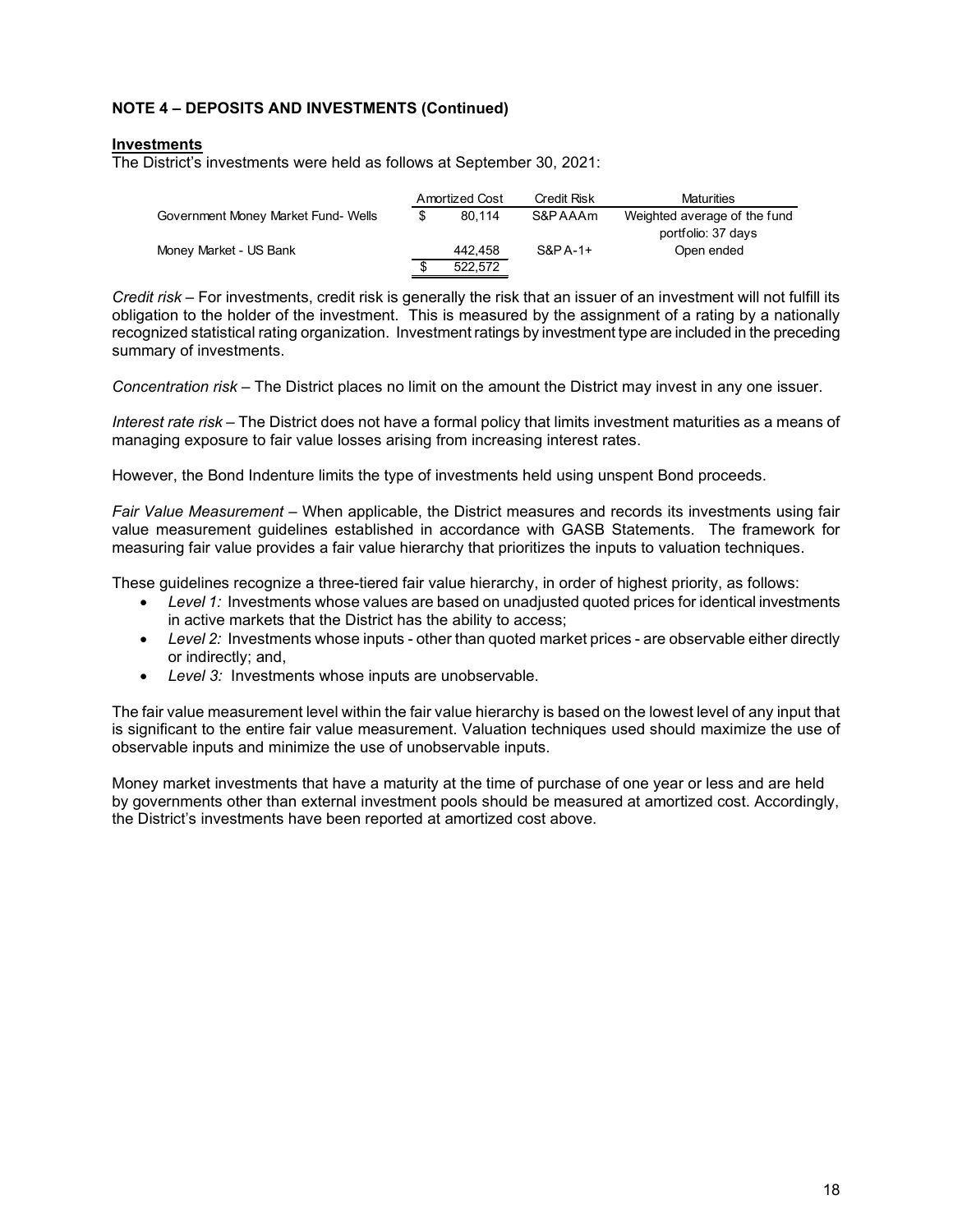**NOTE 4 – DEPOSITS AND INVESTMENTS (Continued)**

**Investments**

The District's investments were held as follows at September 30, 2021:

| | Amortized Cost | Credit Risk | Maturities |
|---|---|---|---|
| Government Money Market Fund- Wells | $ 80,114 | S&P AAAm | Weighted average of the fund portfolio: 37 days |
| Money Market - US Bank | 442,458 | S&P A-1+ | Open ended |
| | $ 522,572 | | |

*Credit risk* – For investments, credit risk is generally the risk that an issuer of an investment will not fulfill its obligation to the holder of the investment. This is measured by the assignment of a rating by a nationally recognized statistical rating organization. Investment ratings by investment type are included in the preceding summary of investments.

*Concentration risk* – The District places no limit on the amount the District may invest in any one issuer.

*Interest rate risk* – The District does not have a formal policy that limits investment maturities as a means of managing exposure to fair value losses arising from increasing interest rates.

However, the Bond Indenture limits the type of investments held using unspent Bond proceeds.

*Fair Value Measurement* – When applicable, the District measures and records its investments using fair value measurement guidelines established in accordance with GASB Statements. The framework for measuring fair value provides a fair value hierarchy that prioritizes the inputs to valuation techniques.

These guidelines recognize a three-tiered fair value hierarchy, in order of highest priority, as follows:

- *Level 1:* Investments whose values are based on unadjusted quoted prices for identical investments in active markets that the District has the ability to access;
- *Level 2:* Investments whose inputs - other than quoted market prices - are observable either directly or indirectly; and,
- *Level 3:* Investments whose inputs are unobservable.

The fair value measurement level within the fair value hierarchy is based on the lowest level of any input that is significant to the entire fair value measurement. Valuation techniques used should maximize the use of observable inputs and minimize the use of unobservable inputs.

Money market investments that have a maturity at the time of purchase of one year or less and are held by governments other than external investment pools should be measured at amortized cost. Accordingly, the District's investments have been reported at amortized cost above.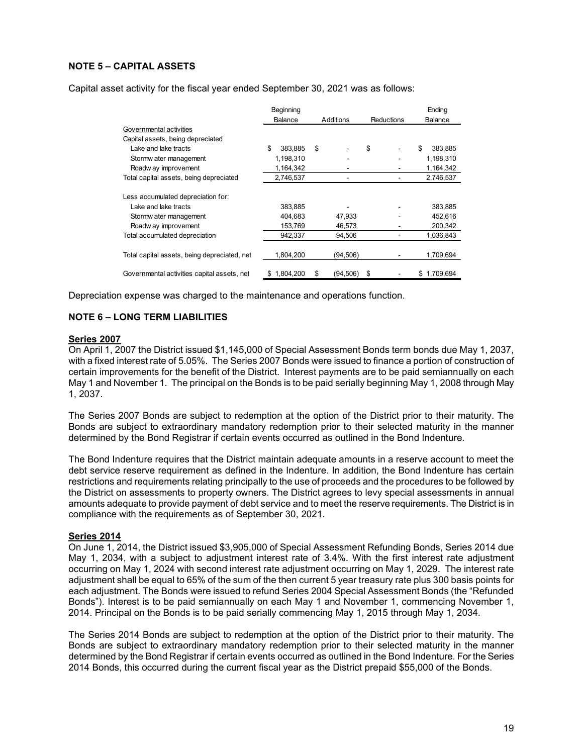## NOTE 5 – CAPITAL ASSETS

Capital asset activity for the fiscal year ended September 30, 2021 was as follows:

| | Beginning Balance | Additions | Reductions | Ending Balance |
|---|---|---|---|---|
| Governmental activities | | | | |
| Capital assets, being depreciated | | | | |
| Lake and lake tracts | $ 383,885 | $ - | $ - | $ 383,885 |
| Stormwater management | 1,198,310 | - | - | 1,198,310 |
| Roadway improvement | 1,164,342 | - | - | 1,164,342 |
| Total capital assets, being depreciated | 2,746,537 | - | - | 2,746,537 |
| Less accumulated depreciation for: | | | | |
| Lake and lake tracts | 383,885 | - | - | 383,885 |
| Stormwater management | 404,683 | 47,933 | - | 452,616 |
| Roadway improvement | 153,769 | 46,573 | - | 200,342 |
| Total accumulated depreciation | 942,337 | 94,506 | - | 1,036,843 |
| Total capital assets, being depreciated, net | 1,804,200 | (94,506) | - | 1,709,694 |
| Governmental activities capital assets, net | $ 1,804,200 | $ (94,506) | $ - | $ 1,709,694 |

Depreciation expense was charged to the maintenance and operations function.

## NOTE 6 – LONG TERM LIABILITIES

**Series 2007**

On April 1, 2007 the District issued $1,145,000 of Special Assessment Bonds term bonds due May 1, 2037, with a fixed interest rate of 5.05%. The Series 2007 Bonds were issued to finance a portion of construction of certain improvements for the benefit of the District. Interest payments are to be paid semiannually on each May 1 and November 1. The principal on the Bonds is to be paid serially beginning May 1, 2008 through May 1, 2037.

The Series 2007 Bonds are subject to redemption at the option of the District prior to their maturity. The Bonds are subject to extraordinary mandatory redemption prior to their selected maturity in the manner determined by the Bond Registrar if certain events occurred as outlined in the Bond Indenture.

The Bond Indenture requires that the District maintain adequate amounts in a reserve account to meet the debt service reserve requirement as defined in the Indenture. In addition, the Bond Indenture has certain restrictions and requirements relating principally to the use of proceeds and the procedures to be followed by the District on assessments to property owners. The District agrees to levy special assessments in annual amounts adequate to provide payment of debt service and to meet the reserve requirements. The District is in compliance with the requirements as of September 30, 2021.

**Series 2014**

On June 1, 2014, the District issued $3,905,000 of Special Assessment Refunding Bonds, Series 2014 due May 1, 2034, with a subject to adjustment interest rate of 3.4%. With the first interest rate adjustment occurring on May 1, 2024 with second interest rate adjustment occurring on May 1, 2029. The interest rate adjustment shall be equal to 65% of the sum of the then current 5 year treasury rate plus 300 basis points for each adjustment. The Bonds were issued to refund Series 2004 Special Assessment Bonds (the "Refunded Bonds"). Interest is to be paid semiannually on each May 1 and November 1, commencing November 1, 2014. Principal on the Bonds is to be paid serially commencing May 1, 2015 through May 1, 2034.

The Series 2014 Bonds are subject to redemption at the option of the District prior to their maturity. The Bonds are subject to extraordinary mandatory redemption prior to their selected maturity in the manner determined by the Bond Registrar if certain events occurred as outlined in the Bond Indenture. For the Series 2014 Bonds, this occurred during the current fiscal year as the District prepaid $55,000 of the Bonds.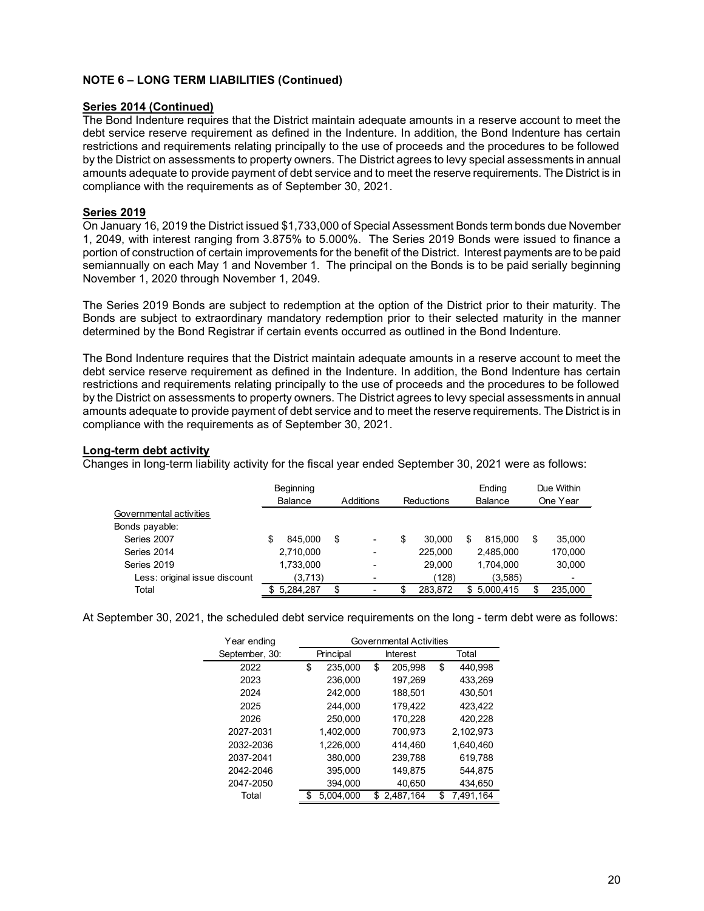**NOTE 6 – LONG TERM LIABILITIES (Continued)**

**Series 2014 (Continued)**

The Bond Indenture requires that the District maintain adequate amounts in a reserve account to meet the debt service reserve requirement as defined in the Indenture. In addition, the Bond Indenture has certain restrictions and requirements relating principally to the use of proceeds and the procedures to be followed by the District on assessments to property owners. The District agrees to levy special assessments in annual amounts adequate to provide payment of debt service and to meet the reserve requirements. The District is in compliance with the requirements as of September 30, 2021.

**Series 2019**

On January 16, 2019 the District issued $1,733,000 of Special Assessment Bonds term bonds due November 1, 2049, with interest ranging from 3.875% to 5.000%. The Series 2019 Bonds were issued to finance a portion of construction of certain improvements for the benefit of the District. Interest payments are to be paid semiannually on each May 1 and November 1. The principal on the Bonds is to be paid serially beginning November 1, 2020 through November 1, 2049.

The Series 2019 Bonds are subject to redemption at the option of the District prior to their maturity. The Bonds are subject to extraordinary mandatory redemption prior to their selected maturity in the manner determined by the Bond Registrar if certain events occurred as outlined in the Bond Indenture.

The Bond Indenture requires that the District maintain adequate amounts in a reserve account to meet the debt service reserve requirement as defined in the Indenture. In addition, the Bond Indenture has certain restrictions and requirements relating principally to the use of proceeds and the procedures to be followed by the District on assessments to property owners. The District agrees to levy special assessments in annual amounts adequate to provide payment of debt service and to meet the reserve requirements. The District is in compliance with the requirements as of September 30, 2021.

**Long-term debt activity**

Changes in long-term liability activity for the fiscal year ended September 30, 2021 were as follows:

| | Beginning Balance | Additions | Reductions | Ending Balance | Due Within One Year |
|---|---|---|---|---|---|
| Governmental activities | | | | | |
| Bonds payable: | | | | | |
| Series 2007 | $ 845,000 | $ - | $ 30,000 | $ 815,000 | $ 35,000 |
| Series 2014 | 2,710,000 | - | 225,000 | 2,485,000 | 170,000 |
| Series 2019 | 1,733,000 | - | 29,000 | 1,704,000 | 30,000 |
| Less: original issue discount | (3,713) | - | (128) | (3,585) | - |
| Total | $ 5,284,287 | $ - | $ 283,872 | $ 5,000,415 | $ 235,000 |

At September 30, 2021, the scheduled debt service requirements on the long - term debt were as follows:

| Year ending September, 30: | Governmental Activities | | |
|---|---|---|---|
| | Principal | Interest | Total |
| 2022 | $ 235,000 | $ 205,998 | $ 440,998 |
| 2023 | 236,000 | 197,269 | 433,269 |
| 2024 | 242,000 | 188,501 | 430,501 |
| 2025 | 244,000 | 179,422 | 423,422 |
| 2026 | 250,000 | 170,228 | 420,228 |
| 2027-2031 | 1,402,000 | 700,973 | 2,102,973 |
| 2032-2036 | 1,226,000 | 414,460 | 1,640,460 |
| 2037-2041 | 380,000 | 239,788 | 619,788 |
| 2042-2046 | 395,000 | 149,875 | 544,875 |
| 2047-2050 | 394,000 | 40,650 | 434,650 |
| Total | $ 5,004,000 | $ 2,487,164 | $ 7,491,164 |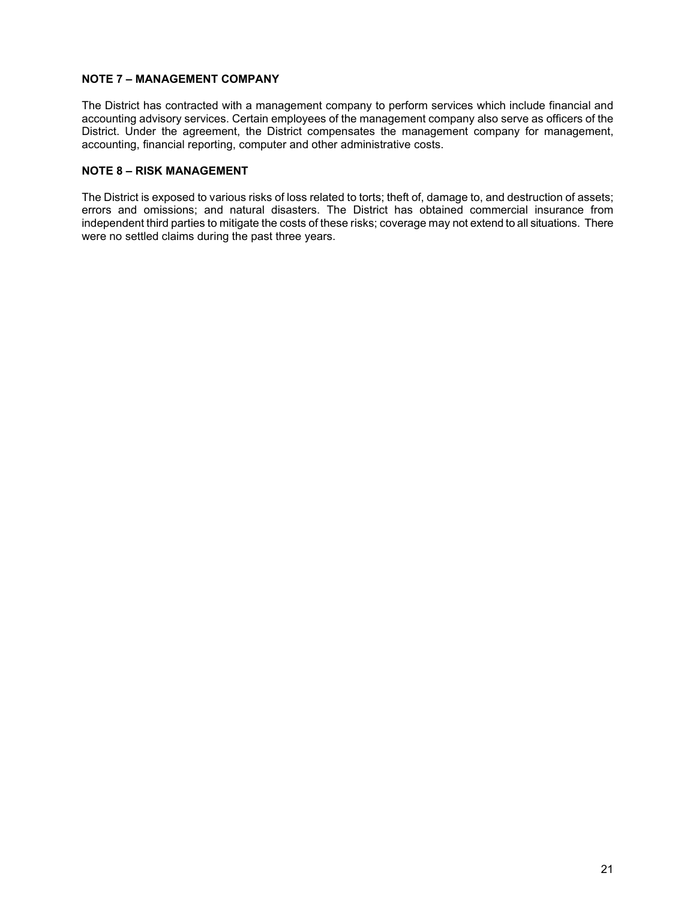### NOTE 7 – MANAGEMENT COMPANY

The District has contracted with a management company to perform services which include financial and accounting advisory services. Certain employees of the management company also serve as officers of the District. Under the agreement, the District compensates the management company for management, accounting, financial reporting, computer and other administrative costs.

### NOTE 8 – RISK MANAGEMENT

The District is exposed to various risks of loss related to torts; theft of, damage to, and destruction of assets; errors and omissions; and natural disasters. The District has obtained commercial insurance from independent third parties to mitigate the costs of these risks; coverage may not extend to all situations. There were no settled claims during the past three years.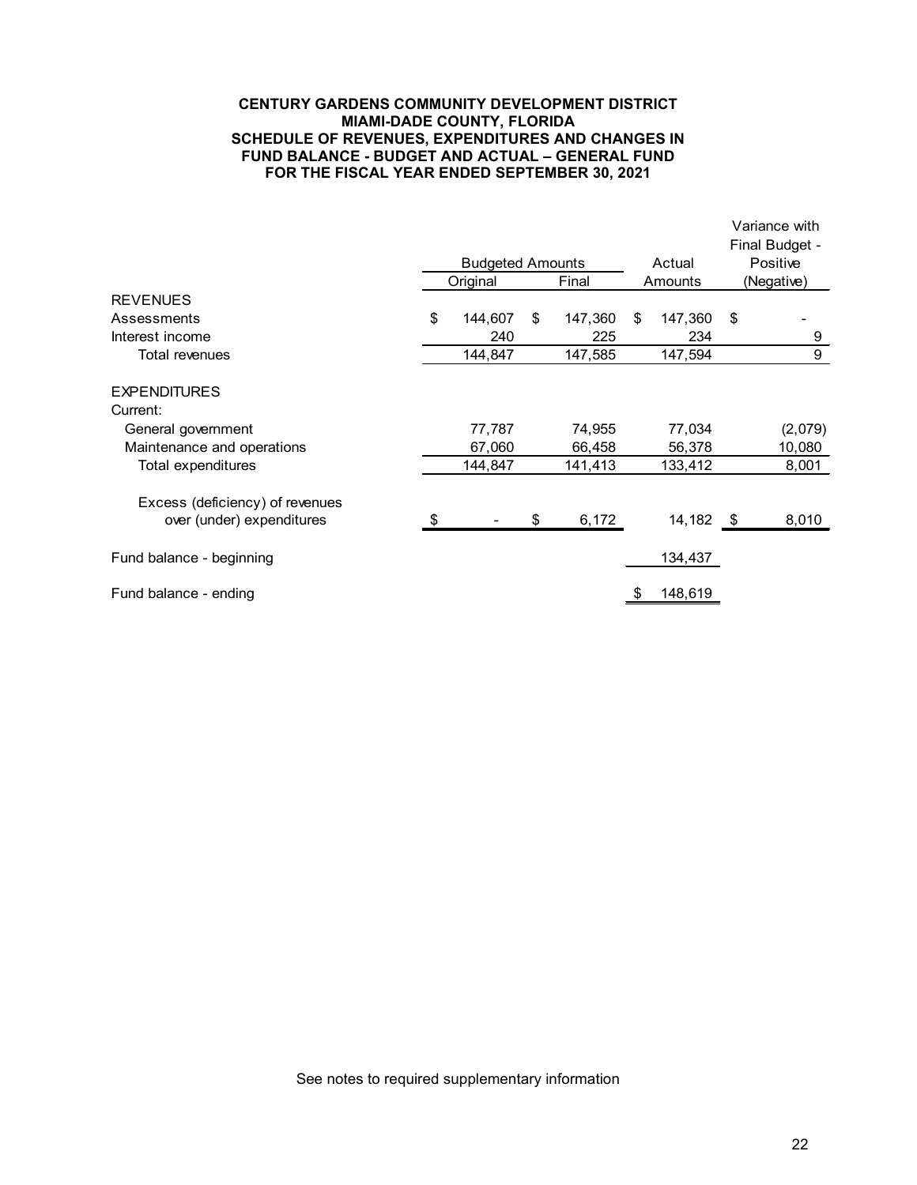**CENTURY GARDENS COMMUNITY DEVELOPMENT DISTRICT**
**MIAMI-DADE COUNTY, FLORIDA**
**SCHEDULE OF REVENUES, EXPENDITURES AND CHANGES IN FUND BALANCE - BUDGET AND ACTUAL – GENERAL FUND**
**FOR THE FISCAL YEAR ENDED SEPTEMBER 30, 2021**

| | Budgeted Amounts | | Actual | Variance with Final Budget - Positive |
|---|---|---|---|---|
| | Original | Final | Amounts | (Negative) |
| REVENUES | | | | |
| Assessments | $ 144,607 | $ 147,360 | $ 147,360 | $ - |
| Interest income | 240 | 225 | 234 | 9 |
| Total revenues | 144,847 | 147,585 | 147,594 | 9 |
| EXPENDITURES | | | | |
| Current: | | | | |
| General government | 77,787 | 74,955 | 77,034 | (2,079) |
| Maintenance and operations | 67,060 | 66,458 | 56,378 | 10,080 |
| Total expenditures | 144,847 | 141,413 | 133,412 | 8,001 |
| Excess (deficiency) of revenues over (under) expenditures | $ - | $ 6,172 | 14,182 | $ 8,010 |
| Fund balance - beginning | | | 134,437 | |
| Fund balance - ending | | | $ 148,619 | |

See notes to required supplementary information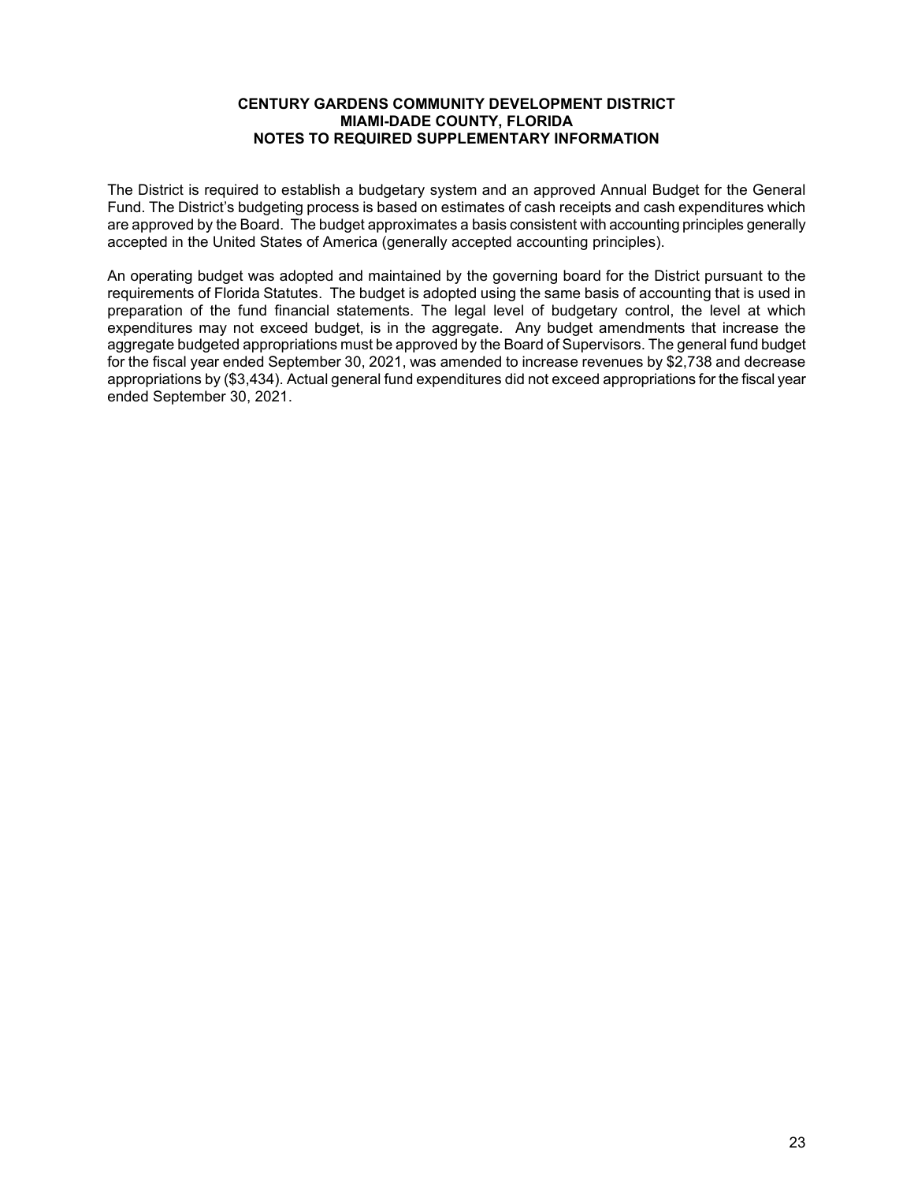**CENTURY GARDENS COMMUNITY DEVELOPMENT DISTRICT**
**MIAMI-DADE COUNTY, FLORIDA**
**NOTES TO REQUIRED SUPPLEMENTARY INFORMATION**

The District is required to establish a budgetary system and an approved Annual Budget for the General Fund. The District's budgeting process is based on estimates of cash receipts and cash expenditures which are approved by the Board. The budget approximates a basis consistent with accounting principles generally accepted in the United States of America (generally accepted accounting principles).

An operating budget was adopted and maintained by the governing board for the District pursuant to the requirements of Florida Statutes. The budget is adopted using the same basis of accounting that is used in preparation of the fund financial statements. The legal level of budgetary control, the level at which expenditures may not exceed budget, is in the aggregate. Any budget amendments that increase the aggregate budgeted appropriations must be approved by the Board of Supervisors. The general fund budget for the fiscal year ended September 30, 2021, was amended to increase revenues by $2,738 and decrease appropriations by ($3,434). Actual general fund expenditures did not exceed appropriations for the fiscal year ended September 30, 2021.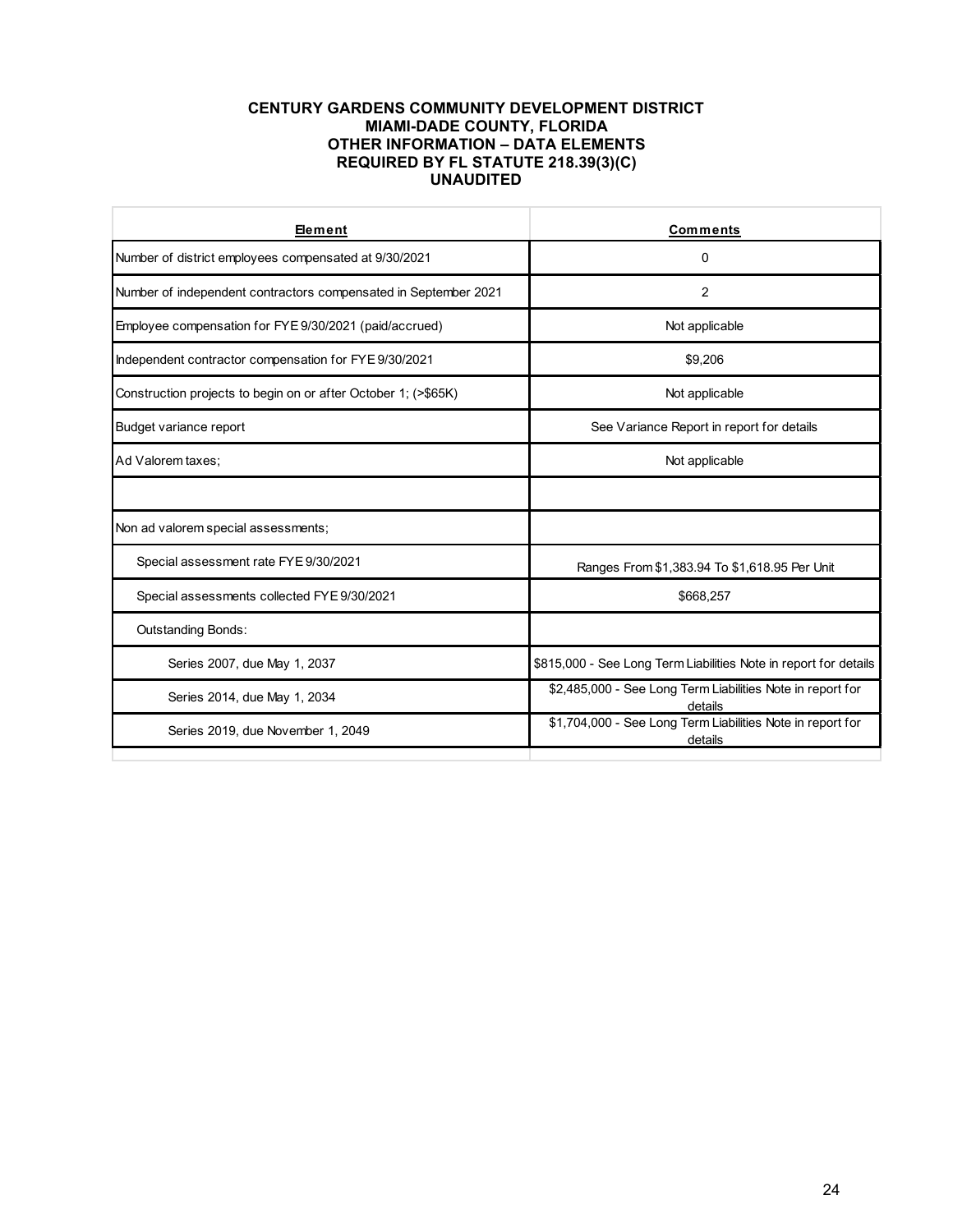**CENTURY GARDENS COMMUNITY DEVELOPMENT DISTRICT**
**MIAMI-DADE COUNTY, FLORIDA**
**OTHER INFORMATION – DATA ELEMENTS**
**REQUIRED BY FL STATUTE 218.39(3)(C)**
**UNAUDITED**

| Element | Comments |
|---|---|
| Number of district employees compensated at 9/30/2021 | 0 |
| Number of independent contractors compensated in September 2021 | 2 |
| Employee compensation for FYE 9/30/2021 (paid/accrued) | Not applicable |
| Independent contractor compensation for FYE 9/30/2021 | $9,206 |
| Construction projects to begin on or after October 1; (>$65K) | Not applicable |
| Budget variance report | See Variance Report in report for details |
| Ad Valorem taxes; | Not applicable |
| | |
| Non ad valorem special assessments; | |
| Special assessment rate FYE 9/30/2021 | Ranges From $1,383.94 To $1,618.95 Per Unit |
| Special assessments collected FYE 9/30/2021 | $668,257 |
| Outstanding Bonds: | |
| Series 2007, due May 1, 2037 | $815,000 - See Long Term Liabilities Note in report for details |
| Series 2014, due May 1, 2034 | $2,485,000 - See Long Term Liabilities Note in report for details |
| Series 2019, due November 1, 2049 | $1,704,000 - See Long Term Liabilities Note in report for details |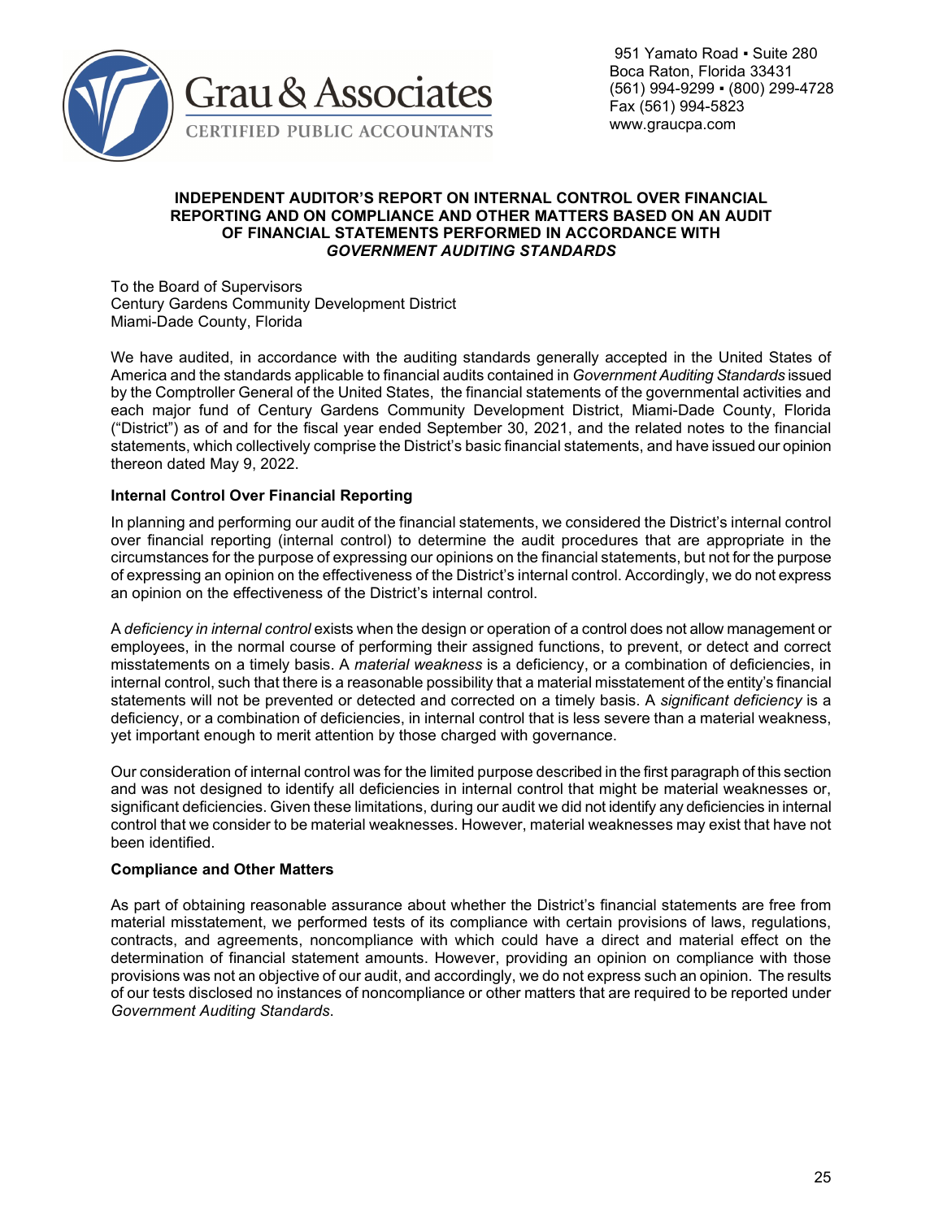Grau & Associates

CERTIFIED PUBLIC ACCOUNTANTS

951 Yamato Road ▪ Suite 280
Boca Raton, Florida 33431
(561) 994-9299 ▪ (800) 299-4728
Fax (561) 994-5823
www.graucpa.com

**INDEPENDENT AUDITOR'S REPORT ON INTERNAL CONTROL OVER FINANCIAL REPORTING AND ON COMPLIANCE AND OTHER MATTERS BASED ON AN AUDIT OF FINANCIAL STATEMENTS PERFORMED IN ACCORDANCE WITH *GOVERNMENT AUDITING STANDARDS***

To the Board of Supervisors
Century Gardens Community Development District
Miami-Dade County, Florida

We have audited, in accordance with the auditing standards generally accepted in the United States of America and the standards applicable to financial audits contained in *Government Auditing Standards* issued by the Comptroller General of the United States, the financial statements of the governmental activities and each major fund of Century Gardens Community Development District, Miami-Dade County, Florida ("District") as of and for the fiscal year ended September 30, 2021, and the related notes to the financial statements, which collectively comprise the District's basic financial statements, and have issued our opinion thereon dated May 9, 2022.

**Internal Control Over Financial Reporting**

In planning and performing our audit of the financial statements, we considered the District's internal control over financial reporting (internal control) to determine the audit procedures that are appropriate in the circumstances for the purpose of expressing our opinions on the financial statements, but not for the purpose of expressing an opinion on the effectiveness of the District's internal control. Accordingly, we do not express an opinion on the effectiveness of the District's internal control.

A *deficiency in internal control* exists when the design or operation of a control does not allow management or employees, in the normal course of performing their assigned functions, to prevent, or detect and correct misstatements on a timely basis. A *material weakness* is a deficiency, or a combination of deficiencies, in internal control, such that there is a reasonable possibility that a material misstatement of the entity's financial statements will not be prevented or detected and corrected on a timely basis. A *significant deficiency* is a deficiency, or a combination of deficiencies, in internal control that is less severe than a material weakness, yet important enough to merit attention by those charged with governance.

Our consideration of internal control was for the limited purpose described in the first paragraph of this section and was not designed to identify all deficiencies in internal control that might be material weaknesses or, significant deficiencies. Given these limitations, during our audit we did not identify any deficiencies in internal control that we consider to be material weaknesses. However, material weaknesses may exist that have not been identified.

**Compliance and Other Matters**

As part of obtaining reasonable assurance about whether the District's financial statements are free from material misstatement, we performed tests of its compliance with certain provisions of laws, regulations, contracts, and agreements, noncompliance with which could have a direct and material effect on the determination of financial statement amounts. However, providing an opinion on compliance with those provisions was not an objective of our audit, and accordingly, we do not express such an opinion. The results of our tests disclosed no instances of noncompliance or other matters that are required to be reported under *Government Auditing Standards*.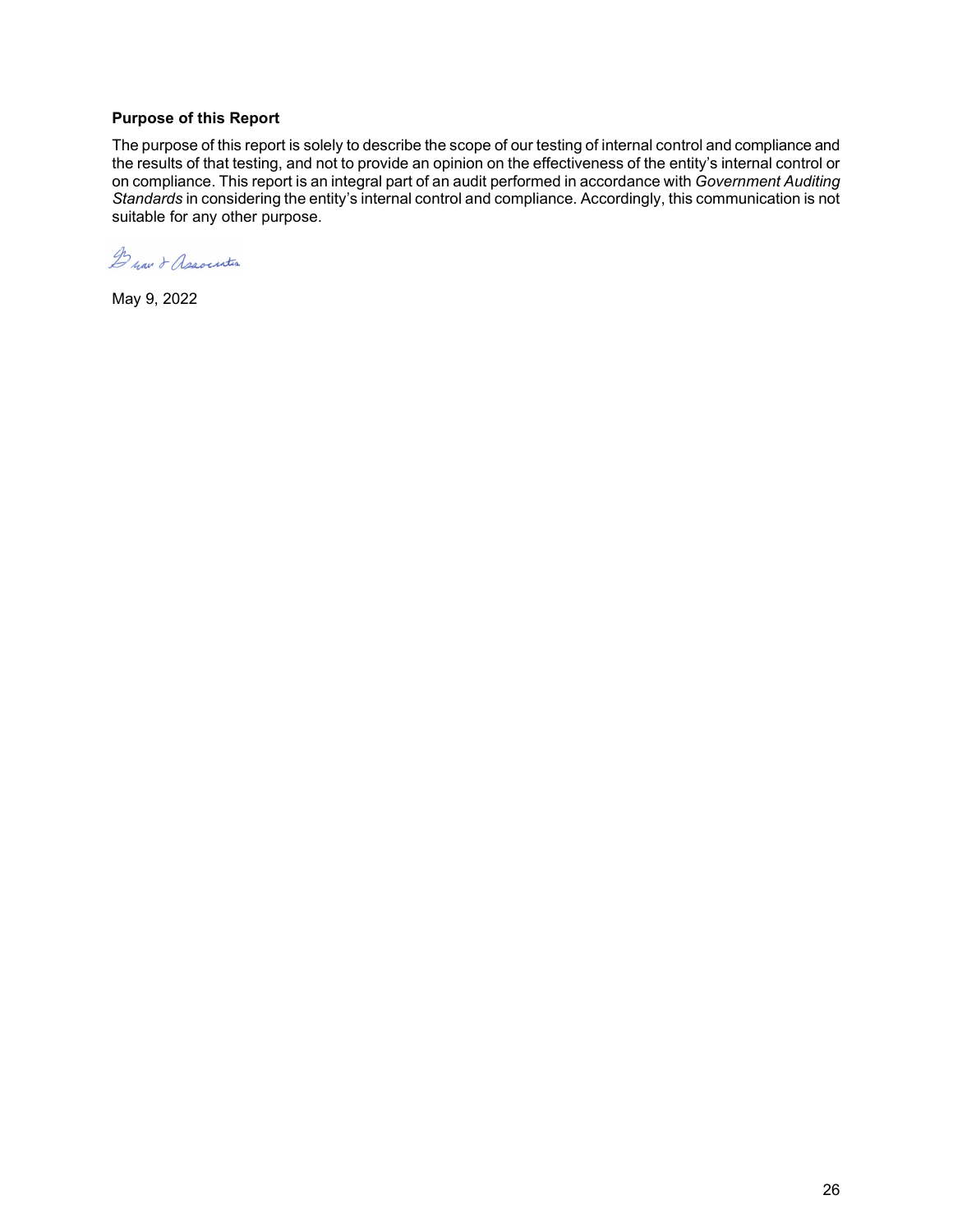**Purpose of this Report**

The purpose of this report is solely to describe the scope of our testing of internal control and compliance and the results of that testing, and not to provide an opinion on the effectiveness of the entity's internal control or on compliance. This report is an integral part of an audit performed in accordance with *Government Auditing Standards* in considering the entity's internal control and compliance. Accordingly, this communication is not suitable for any other purpose.

Braun & Associates

May 9, 2022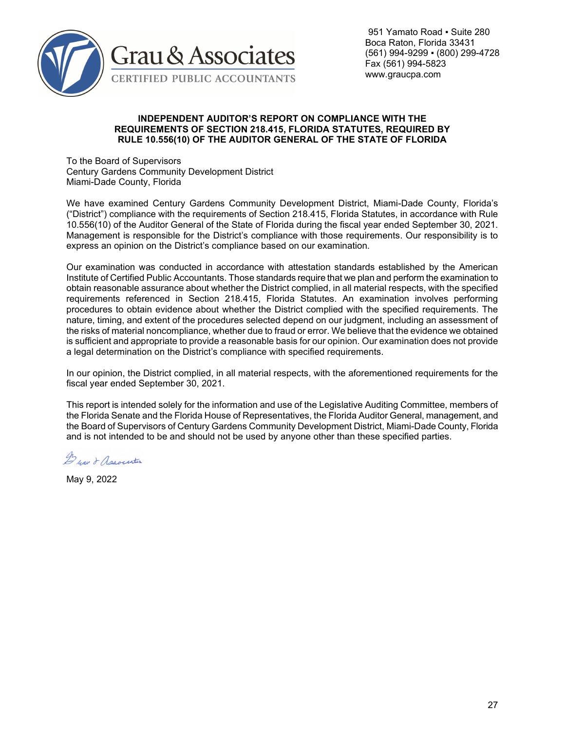Grau & Associates

CERTIFIED PUBLIC ACCOUNTANTS

951 Yamato Road ▪ Suite 280
Boca Raton, Florida 33431
(561) 994-9299 ▪ (800) 299-4728
Fax (561) 994-5823
www.graucpa.com

**INDEPENDENT AUDITOR'S REPORT ON COMPLIANCE WITH THE REQUIREMENTS OF SECTION 218.415, FLORIDA STATUTES, REQUIRED BY RULE 10.556(10) OF THE AUDITOR GENERAL OF THE STATE OF FLORIDA**

To the Board of Supervisors
Century Gardens Community Development District
Miami-Dade County, Florida

We have examined Century Gardens Community Development District, Miami-Dade County, Florida's ("District") compliance with the requirements of Section 218.415, Florida Statutes, in accordance with Rule 10.556(10) of the Auditor General of the State of Florida during the fiscal year ended September 30, 2021. Management is responsible for the District's compliance with those requirements. Our responsibility is to express an opinion on the District's compliance based on our examination.

Our examination was conducted in accordance with attestation standards established by the American Institute of Certified Public Accountants. Those standards require that we plan and perform the examination to obtain reasonable assurance about whether the District complied, in all material respects, with the specified requirements referenced in Section 218.415, Florida Statutes. An examination involves performing procedures to obtain evidence about whether the District complied with the specified requirements. The nature, timing, and extent of the procedures selected depend on our judgment, including an assessment of the risks of material noncompliance, whether due to fraud or error. We believe that the evidence we obtained is sufficient and appropriate to provide a reasonable basis for our opinion. Our examination does not provide a legal determination on the District's compliance with specified requirements.

In our opinion, the District complied, in all material respects, with the aforementioned requirements for the fiscal year ended September 30, 2021.

This report is intended solely for the information and use of the Legislative Auditing Committee, members of the Florida Senate and the Florida House of Representatives, the Florida Auditor General, management, and the Board of Supervisors of Century Gardens Community Development District, Miami-Dade County, Florida and is not intended to be and should not be used by anyone other than these specified parties.

Grau & Associates

May 9, 2022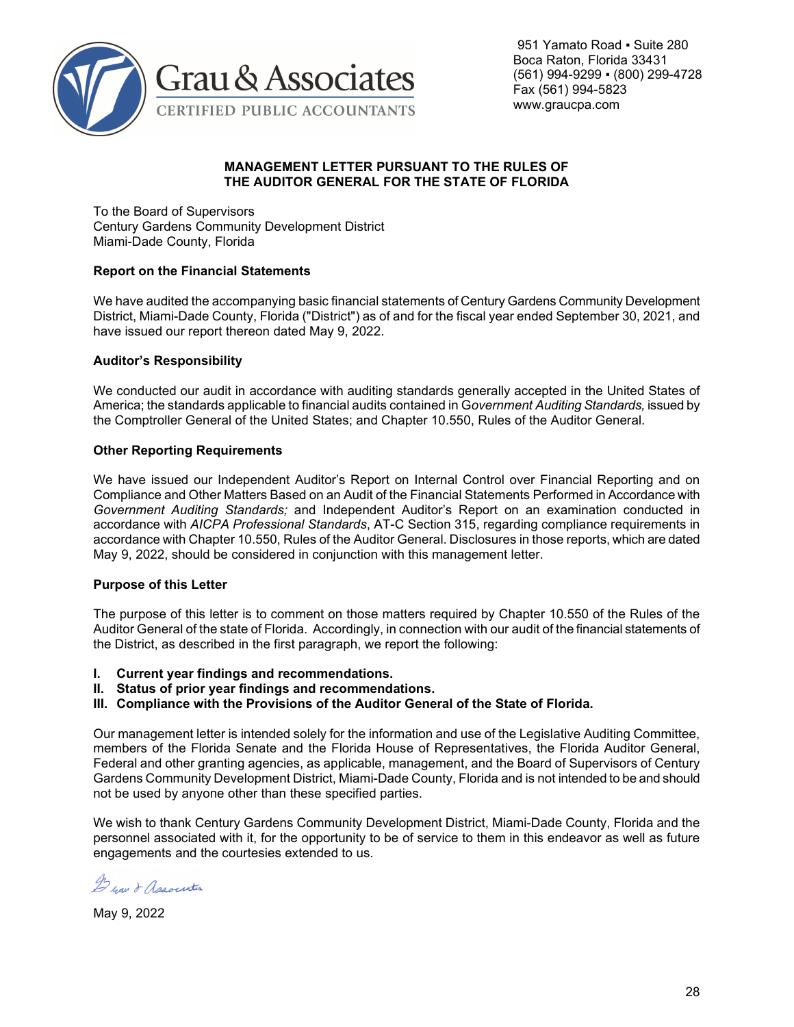Grau & Associates

CERTIFIED PUBLIC ACCOUNTANTS

951 Yamato Road ▪ Suite 280
Boca Raton, Florida 33431
(561) 994-9299 ▪ (800) 299-4728
Fax (561) 994-5823
www.graucpa.com

## MANAGEMENT LETTER PURSUANT TO THE RULES OF THE AUDITOR GENERAL FOR THE STATE OF FLORIDA

To the Board of Supervisors
Century Gardens Community Development District
Miami-Dade County, Florida

### Report on the Financial Statements

We have audited the accompanying basic financial statements of Century Gardens Community Development District, Miami-Dade County, Florida ("District") as of and for the fiscal year ended September 30, 2021, and have issued our report thereon dated May 9, 2022.

### Auditor's Responsibility

We conducted our audit in accordance with auditing standards generally accepted in the United States of America; the standards applicable to financial audits contained in *Government Auditing Standards,* issued by the Comptroller General of the United States; and Chapter 10.550, Rules of the Auditor General.

### Other Reporting Requirements

We have issued our Independent Auditor's Report on Internal Control over Financial Reporting and on Compliance and Other Matters Based on an Audit of the Financial Statements Performed in Accordance with *Government Auditing Standards;* and Independent Auditor's Report on an examination conducted in accordance with *AICPA Professional Standards*, AT-C Section 315, regarding compliance requirements in accordance with Chapter 10.550, Rules of the Auditor General. Disclosures in those reports, which are dated May 9, 2022, should be considered in conjunction with this management letter.

### Purpose of this Letter

The purpose of this letter is to comment on those matters required by Chapter 10.550 of the Rules of the Auditor General of the state of Florida. Accordingly, in connection with our audit of the financial statements of the District, as described in the first paragraph, we report the following:

**I. Current year findings and recommendations.**
**II. Status of prior year findings and recommendations.**
**III. Compliance with the Provisions of the Auditor General of the State of Florida.**

Our management letter is intended solely for the information and use of the Legislative Auditing Committee, members of the Florida Senate and the Florida House of Representatives, the Florida Auditor General, Federal and other granting agencies, as applicable, management, and the Board of Supervisors of Century Gardens Community Development District, Miami-Dade County, Florida and is not intended to be and should not be used by anyone other than these specified parties.

We wish to thank Century Gardens Community Development District, Miami-Dade County, Florida and the personnel associated with it, for the opportunity to be of service to them in this endeavor as well as future engagements and the courtesies extended to us.

Grau & Associates

May 9, 2022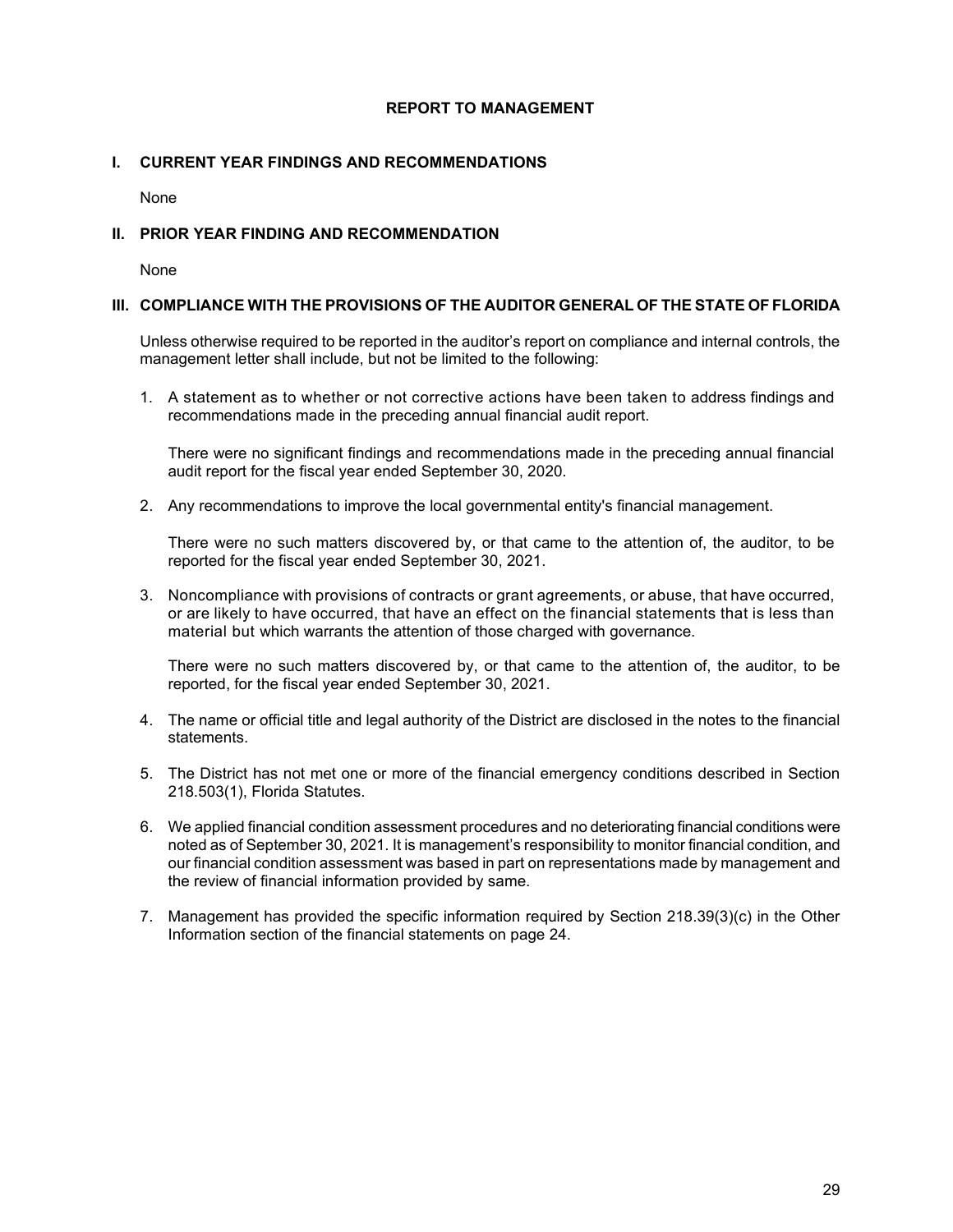# REPORT TO MANAGEMENT

## I. CURRENT YEAR FINDINGS AND RECOMMENDATIONS

None

## II. PRIOR YEAR FINDING AND RECOMMENDATION

None

## III. COMPLIANCE WITH THE PROVISIONS OF THE AUDITOR GENERAL OF THE STATE OF FLORIDA

Unless otherwise required to be reported in the auditor's report on compliance and internal controls, the management letter shall include, but not be limited to the following:

1. A statement as to whether or not corrective actions have been taken to address findings and recommendations made in the preceding annual financial audit report.

   There were no significant findings and recommendations made in the preceding annual financial audit report for the fiscal year ended September 30, 2020.

2. Any recommendations to improve the local governmental entity's financial management.

   There were no such matters discovered by, or that came to the attention of, the auditor, to be reported for the fiscal year ended September 30, 2021.

3. Noncompliance with provisions of contracts or grant agreements, or abuse, that have occurred, or are likely to have occurred, that have an effect on the financial statements that is less than material but which warrants the attention of those charged with governance.

   There were no such matters discovered by, or that came to the attention of, the auditor, to be reported, for the fiscal year ended September 30, 2021.

4. The name or official title and legal authority of the District are disclosed in the notes to the financial statements.

5. The District has not met one or more of the financial emergency conditions described in Section 218.503(1), Florida Statutes.

6. We applied financial condition assessment procedures and no deteriorating financial conditions were noted as of September 30, 2021. It is management's responsibility to monitor financial condition, and our financial condition assessment was based in part on representations made by management and the review of financial information provided by same.

7. Management has provided the specific information required by Section 218.39(3)(c) in the Other Information section of the financial statements on page 24.